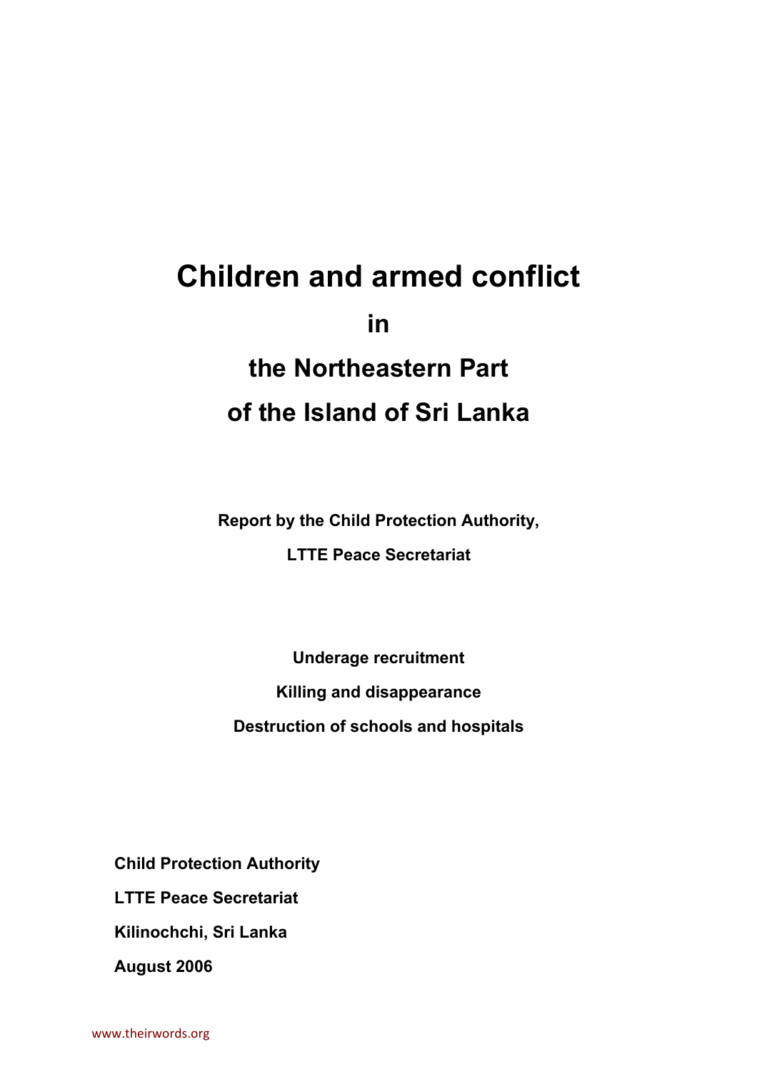# Children and armed conflict

## in

## the Northeastern Part

## of the Island of Sri Lanka

**Report by the Child Protection Authority,**

**LTTE Peace Secretariat**

**Underage recruitment**

**Killing and disappearance**

**Destruction of schools and hospitals**

**Child Protection Authority**

**LTTE Peace Secretariat**

**Kilinochchi, Sri Lanka**

**August 2006**

www.theirwords.org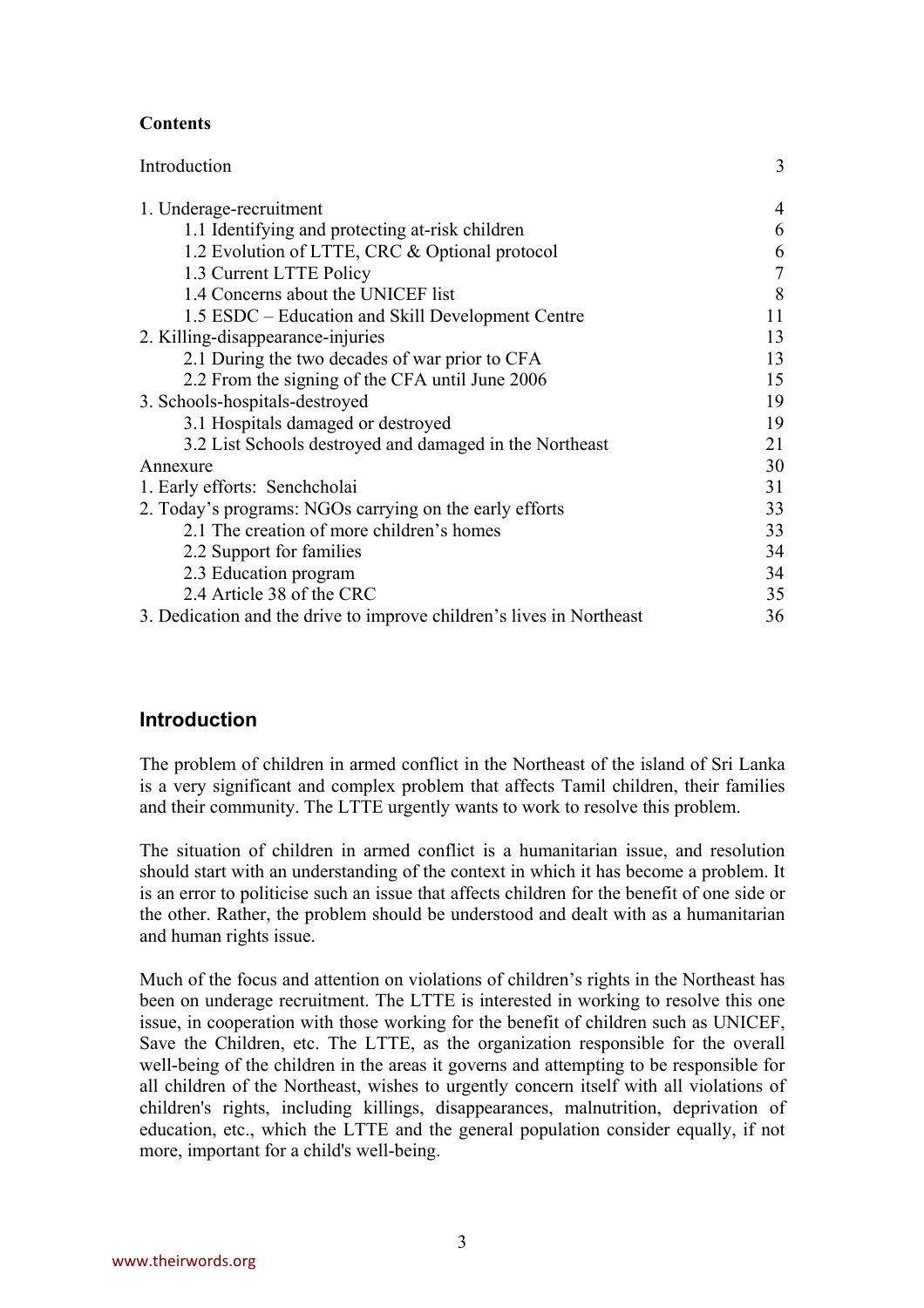**Contents**

| | |
|---|---|
| Introduction | 3 |
| 1. Underage-recruitment | 4 |
| 1.1 Identifying and protecting at-risk children | 6 |
| 1.2 Evolution of LTTE, CRC & Optional protocol | 6 |
| 1.3 Current LTTE Policy | 7 |
| 1.4 Concerns about the UNICEF list | 8 |
| 1.5 ESDC – Education and Skill Development Centre | 11 |
| 2. Killing-disappearance-injuries | 13 |
| 2.1 During the two decades of war prior to CFA | 13 |
| 2.2 From the signing of the CFA until June 2006 | 15 |
| 3. Schools-hospitals-destroyed | 19 |
| 3.1 Hospitals damaged or destroyed | 19 |
| 3.2 List Schools destroyed and damaged in the Northeast | 21 |
| Annexure | 30 |
| 1. Early efforts: Senchcholai | 31 |
| 2. Today's programs: NGOs carrying on the early efforts | 33 |
| 2.1 The creation of more children's homes | 33 |
| 2.2 Support for families | 34 |
| 2.3 Education program | 34 |
| 2.4 Article 38 of the CRC | 35 |
| 3. Dedication and the drive to improve children's lives in Northeast | 36 |

## Introduction

The problem of children in armed conflict in the Northeast of the island of Sri Lanka is a very significant and complex problem that affects Tamil children, their families and their community. The LTTE urgently wants to work to resolve this problem.

The situation of children in armed conflict is a humanitarian issue, and resolution should start with an understanding of the context in which it has become a problem. It is an error to politicise such an issue that affects children for the benefit of one side or the other. Rather, the problem should be understood and dealt with as a humanitarian and human rights issue.

Much of the focus and attention on violations of children's rights in the Northeast has been on underage recruitment. The LTTE is interested in working to resolve this one issue, in cooperation with those working for the benefit of children such as UNICEF, Save the Children, etc. The LTTE, as the organization responsible for the overall well-being of the children in the areas it governs and attempting to be responsible for all children of the Northeast, wishes to urgently concern itself with all violations of children's rights, including killings, disappearances, malnutrition, deprivation of education, etc., which the LTTE and the general population consider equally, if not more, important for a child's well-being.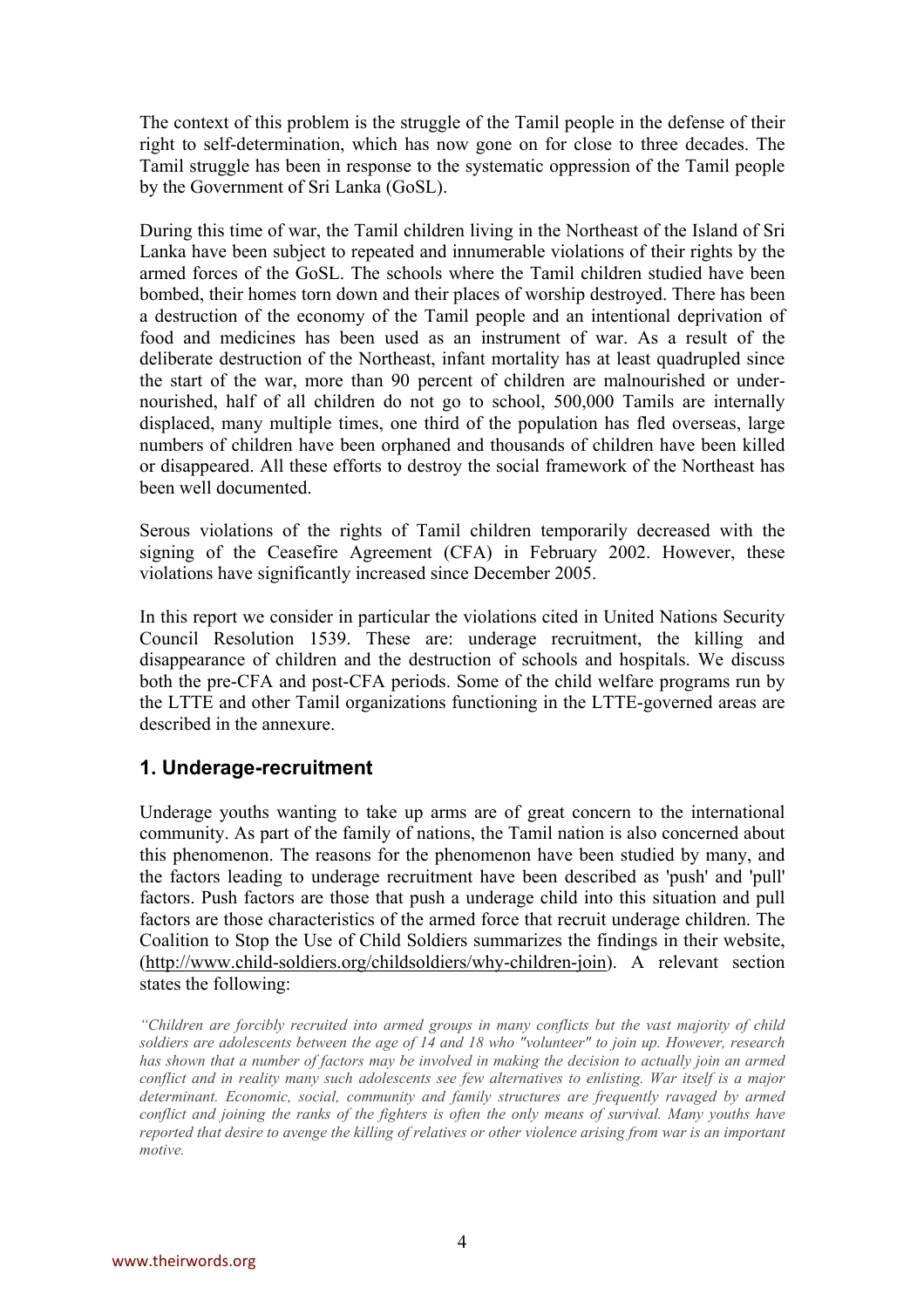The context of this problem is the struggle of the Tamil people in the defense of their right to self-determination, which has now gone on for close to three decades. The Tamil struggle has been in response to the systematic oppression of the Tamil people by the Government of Sri Lanka (GoSL).

During this time of war, the Tamil children living in the Northeast of the Island of Sri Lanka have been subject to repeated and innumerable violations of their rights by the armed forces of the GoSL. The schools where the Tamil children studied have been bombed, their homes torn down and their places of worship destroyed. There has been a destruction of the economy of the Tamil people and an intentional deprivation of food and medicines has been used as an instrument of war. As a result of the deliberate destruction of the Northeast, infant mortality has at least quadrupled since the start of the war, more than 90 percent of children are malnourished or under-nourished, half of all children do not go to school, 500,000 Tamils are internally displaced, many multiple times, one third of the population has fled overseas, large numbers of children have been orphaned and thousands of children have been killed or disappeared. All these efforts to destroy the social framework of the Northeast has been well documented.

Serous violations of the rights of Tamil children temporarily decreased with the signing of the Ceasefire Agreement (CFA) in February 2002. However, these violations have significantly increased since December 2005.

In this report we consider in particular the violations cited in United Nations Security Council Resolution 1539. These are: underage recruitment, the killing and disappearance of children and the destruction of schools and hospitals. We discuss both the pre-CFA and post-CFA periods. Some of the child welfare programs run by the LTTE and other Tamil organizations functioning in the LTTE-governed areas are described in the annexure.

## 1. Underage-recruitment

Underage youths wanting to take up arms are of great concern to the international community. As part of the family of nations, the Tamil nation is also concerned about this phenomenon. The reasons for the phenomenon have been studied by many, and the factors leading to underage recruitment have been described as 'push' and 'pull' factors. Push factors are those that push a underage child into this situation and pull factors are those characteristics of the armed force that recruit underage children. The Coalition to Stop the Use of Child Soldiers summarizes the findings in their website, (http://www.child-soldiers.org/childsoldiers/why-children-join). A relevant section states the following:

*"Children are forcibly recruited into armed groups in many conflicts but the vast majority of child soldiers are adolescents between the age of 14 and 18 who "volunteer" to join up. However, research has shown that a number of factors may be involved in making the decision to actually join an armed conflict and in reality many such adolescents see few alternatives to enlisting. War itself is a major determinant. Economic, social, community and family structures are frequently ravaged by armed conflict and joining the ranks of the fighters is often the only means of survival. Many youths have reported that desire to avenge the killing of relatives or other violence arising from war is an important motive.*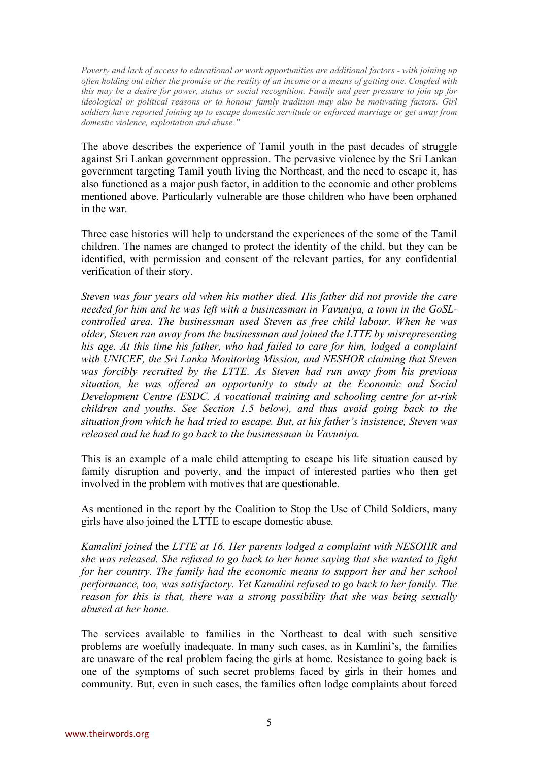*Poverty and lack of access to educational or work opportunities are additional factors - with joining up often holding out either the promise or the reality of an income or a means of getting one. Coupled with this may be a desire for power, status or social recognition. Family and peer pressure to join up for ideological or political reasons or to honour family tradition may also be motivating factors. Girl soldiers have reported joining up to escape domestic servitude or enforced marriage or get away from domestic violence, exploitation and abuse."*

The above describes the experience of Tamil youth in the past decades of struggle against Sri Lankan government oppression. The pervasive violence by the Sri Lankan government targeting Tamil youth living the Northeast, and the need to escape it, has also functioned as a major push factor, in addition to the economic and other problems mentioned above. Particularly vulnerable are those children who have been orphaned in the war.

Three case histories will help to understand the experiences of the some of the Tamil children. The names are changed to protect the identity of the child, but they can be identified, with permission and consent of the relevant parties, for any confidential verification of their story.

*Steven was four years old when his mother died. His father did not provide the care needed for him and he was left with a businessman in Vavuniya, a town in the GoSL-controlled area. The businessman used Steven as free child labour. When he was older, Steven ran away from the businessman and joined the LTTE by misrepresenting his age. At this time his father, who had failed to care for him, lodged a complaint with UNICEF, the Sri Lanka Monitoring Mission, and NESHOR claiming that Steven was forcibly recruited by the LTTE. As Steven had run away from his previous situation, he was offered an opportunity to study at the Economic and Social Development Centre (ESDC. A vocational training and schooling centre for at-risk children and youths. See Section 1.5 below), and thus avoid going back to the situation from which he had tried to escape. But, at his father's insistence, Steven was released and he had to go back to the businessman in Vavuniya.*

This is an example of a male child attempting to escape his life situation caused by family disruption and poverty, and the impact of interested parties who then get involved in the problem with motives that are questionable.

As mentioned in the report by the Coalition to Stop the Use of Child Soldiers, many girls have also joined the LTTE to escape domestic abuse.

*Kamalini joined* the *LTTE at 16. Her parents lodged a complaint with NESOHR and she was released. She refused to go back to her home saying that she wanted to fight for her country. The family had the economic means to support her and her school performance, too, was satisfactory. Yet Kamalini refused to go back to her family. The reason for this is that, there was a strong possibility that she was being sexually abused at her home.*

The services available to families in the Northeast to deal with such sensitive problems are woefully inadequate. In many such cases, as in Kamlini's, the families are unaware of the real problem facing the girls at home. Resistance to going back is one of the symptoms of such secret problems faced by girls in their homes and community. But, even in such cases, the families often lodge complaints about forced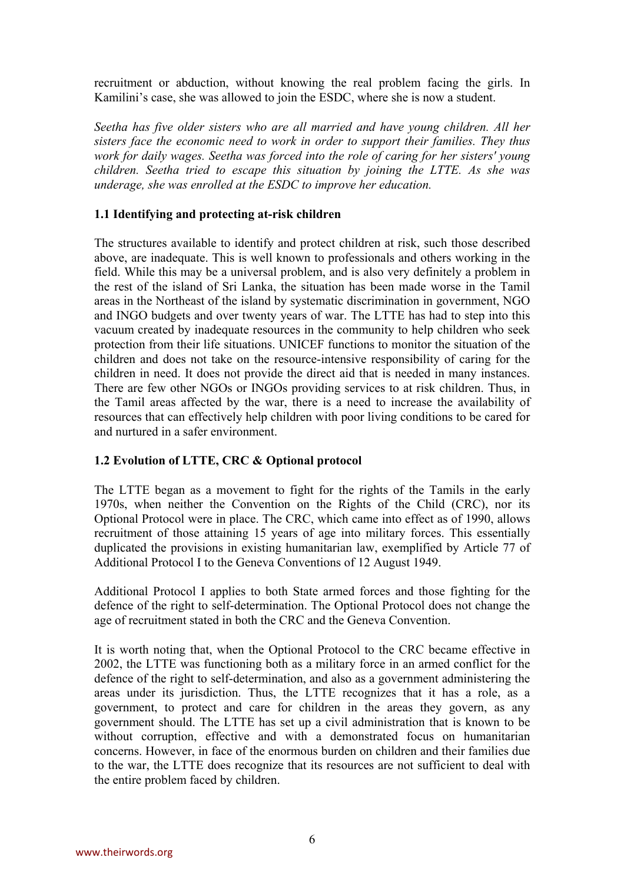recruitment or abduction, without knowing the real problem facing the girls. In Kamilini's case, she was allowed to join the ESDC, where she is now a student.

*Seetha has five older sisters who are all married and have young children. All her sisters face the economic need to work in order to support their families. They thus work for daily wages. Seetha was forced into the role of caring for her sisters' young children. Seetha tried to escape this situation by joining the LTTE. As she was underage, she was enrolled at the ESDC to improve her education.*

### 1.1 Identifying and protecting at-risk children

The structures available to identify and protect children at risk, such those described above, are inadequate. This is well known to professionals and others working in the field. While this may be a universal problem, and is also very definitely a problem in the rest of the island of Sri Lanka, the situation has been made worse in the Tamil areas in the Northeast of the island by systematic discrimination in government, NGO and INGO budgets and over twenty years of war. The LTTE has had to step into this vacuum created by inadequate resources in the community to help children who seek protection from their life situations. UNICEF functions to monitor the situation of the children and does not take on the resource-intensive responsibility of caring for the children in need. It does not provide the direct aid that is needed in many instances. There are few other NGOs or INGOs providing services to at risk children. Thus, in the Tamil areas affected by the war, there is a need to increase the availability of resources that can effectively help children with poor living conditions to be cared for and nurtured in a safer environment.

### 1.2 Evolution of LTTE, CRC & Optional protocol

The LTTE began as a movement to fight for the rights of the Tamils in the early 1970s, when neither the Convention on the Rights of the Child (CRC), nor its Optional Protocol were in place. The CRC, which came into effect as of 1990, allows recruitment of those attaining 15 years of age into military forces. This essentially duplicated the provisions in existing humanitarian law, exemplified by Article 77 of Additional Protocol I to the Geneva Conventions of 12 August 1949.

Additional Protocol I applies to both State armed forces and those fighting for the defence of the right to self-determination. The Optional Protocol does not change the age of recruitment stated in both the CRC and the Geneva Convention.

It is worth noting that, when the Optional Protocol to the CRC became effective in 2002, the LTTE was functioning both as a military force in an armed conflict for the defence of the right to self-determination, and also as a government administering the areas under its jurisdiction. Thus, the LTTE recognizes that it has a role, as a government, to protect and care for children in the areas they govern, as any government should. The LTTE has set up a civil administration that is known to be without corruption, effective and with a demonstrated focus on humanitarian concerns. However, in face of the enormous burden on children and their families due to the war, the LTTE does recognize that its resources are not sufficient to deal with the entire problem faced by children.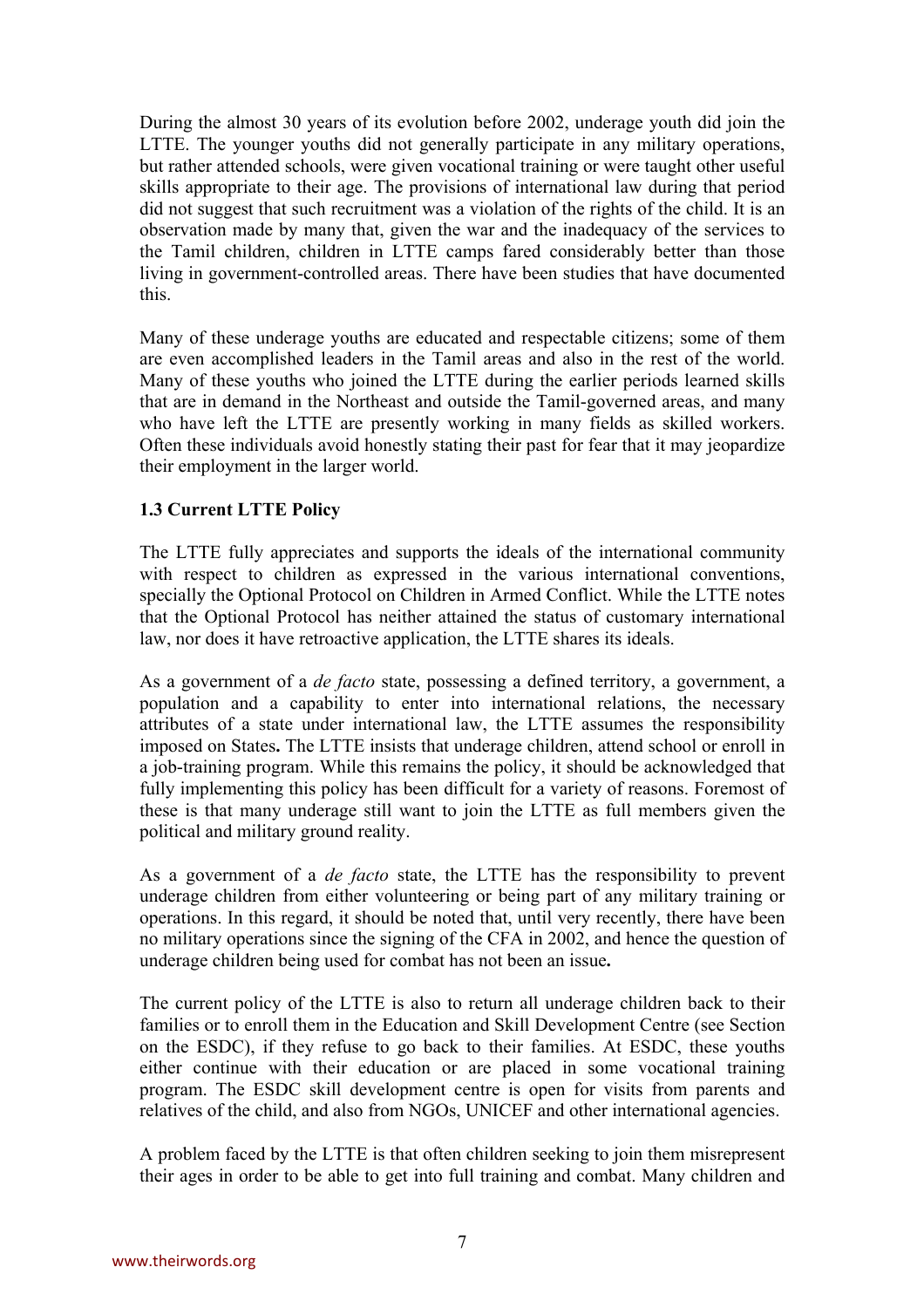During the almost 30 years of its evolution before 2002, underage youth did join the LTTE. The younger youths did not generally participate in any military operations, but rather attended schools, were given vocational training or were taught other useful skills appropriate to their age. The provisions of international law during that period did not suggest that such recruitment was a violation of the rights of the child. It is an observation made by many that, given the war and the inadequacy of the services to the Tamil children, children in LTTE camps fared considerably better than those living in government-controlled areas. There have been studies that have documented this.

Many of these underage youths are educated and respectable citizens; some of them are even accomplished leaders in the Tamil areas and also in the rest of the world. Many of these youths who joined the LTTE during the earlier periods learned skills that are in demand in the Northeast and outside the Tamil-governed areas, and many who have left the LTTE are presently working in many fields as skilled workers. Often these individuals avoid honestly stating their past for fear that it may jeopardize their employment in the larger world.

### 1.3 Current LTTE Policy

The LTTE fully appreciates and supports the ideals of the international community with respect to children as expressed in the various international conventions, specially the Optional Protocol on Children in Armed Conflict. While the LTTE notes that the Optional Protocol has neither attained the status of customary international law, nor does it have retroactive application, the LTTE shares its ideals.

As a government of a *de facto* state, possessing a defined territory, a government, a population and a capability to enter into international relations, the necessary attributes of a state under international law, the LTTE assumes the responsibility imposed on States**.** The LTTE insists that underage children, attend school or enroll in a job-training program. While this remains the policy, it should be acknowledged that fully implementing this policy has been difficult for a variety of reasons. Foremost of these is that many underage still want to join the LTTE as full members given the political and military ground reality.

As a government of a *de facto* state, the LTTE has the responsibility to prevent underage children from either volunteering or being part of any military training or operations. In this regard, it should be noted that, until very recently, there have been no military operations since the signing of the CFA in 2002, and hence the question of underage children being used for combat has not been an issue**.**

The current policy of the LTTE is also to return all underage children back to their families or to enroll them in the Education and Skill Development Centre (see Section on the ESDC), if they refuse to go back to their families. At ESDC, these youths either continue with their education or are placed in some vocational training program. The ESDC skill development centre is open for visits from parents and relatives of the child, and also from NGOs, UNICEF and other international agencies.

A problem faced by the LTTE is that often children seeking to join them misrepresent their ages in order to be able to get into full training and combat. Many children and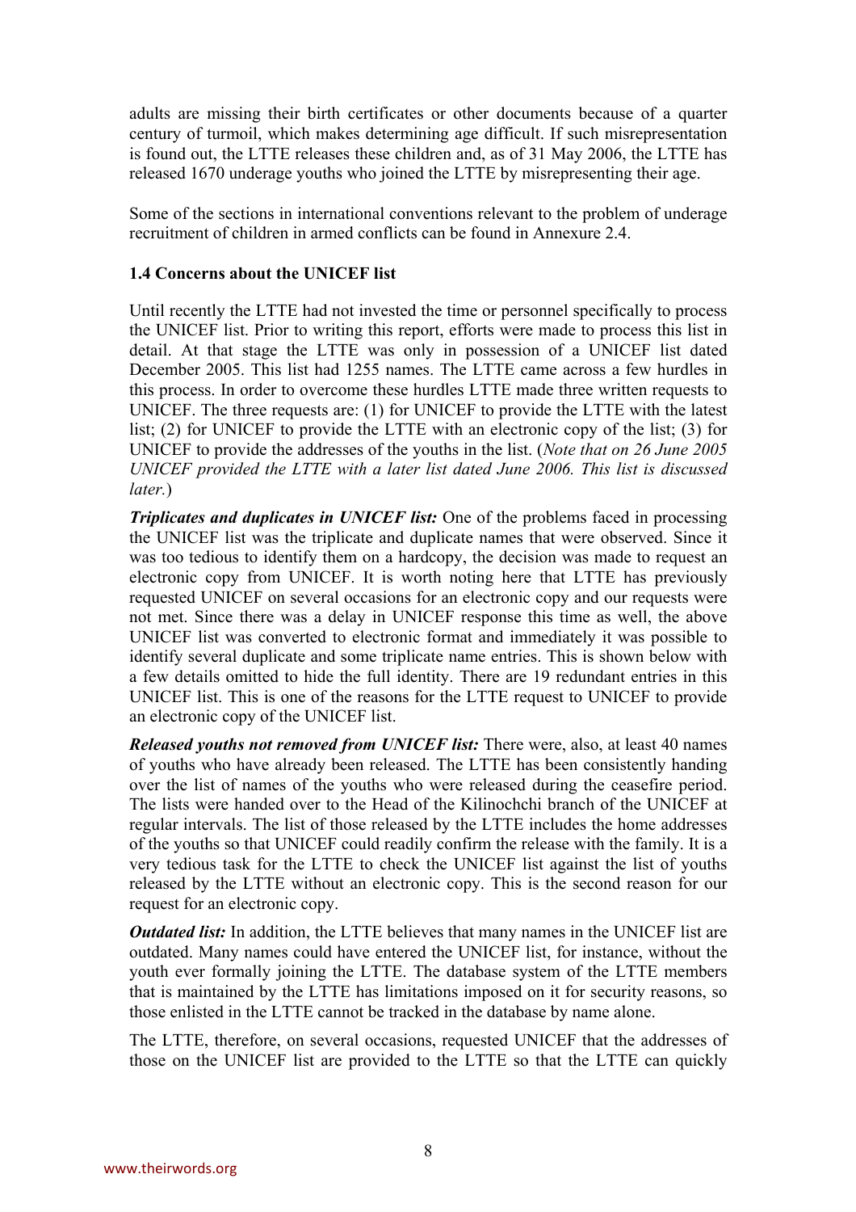adults are missing their birth certificates or other documents because of a quarter century of turmoil, which makes determining age difficult. If such misrepresentation is found out, the LTTE releases these children and, as of 31 May 2006, the LTTE has released 1670 underage youths who joined the LTTE by misrepresenting their age.

Some of the sections in international conventions relevant to the problem of underage recruitment of children in armed conflicts can be found in Annexure 2.4.

### 1.4 Concerns about the UNICEF list

Until recently the LTTE had not invested the time or personnel specifically to process the UNICEF list. Prior to writing this report, efforts were made to process this list in detail. At that stage the LTTE was only in possession of a UNICEF list dated December 2005. This list had 1255 names. The LTTE came across a few hurdles in this process. In order to overcome these hurdles LTTE made three written requests to UNICEF. The three requests are: (1) for UNICEF to provide the LTTE with the latest list; (2) for UNICEF to provide the LTTE with an electronic copy of the list; (3) for UNICEF to provide the addresses of the youths in the list. (*Note that on 26 June 2005 UNICEF provided the LTTE with a later list dated June 2006. This list is discussed later.*)

***Triplicates and duplicates in UNICEF list:*** One of the problems faced in processing the UNICEF list was the triplicate and duplicate names that were observed. Since it was too tedious to identify them on a hardcopy, the decision was made to request an electronic copy from UNICEF. It is worth noting here that LTTE has previously requested UNICEF on several occasions for an electronic copy and our requests were not met. Since there was a delay in UNICEF response this time as well, the above UNICEF list was converted to electronic format and immediately it was possible to identify several duplicate and some triplicate name entries. This is shown below with a few details omitted to hide the full identity. There are 19 redundant entries in this UNICEF list. This is one of the reasons for the LTTE request to UNICEF to provide an electronic copy of the UNICEF list.

***Released youths not removed from UNICEF list:*** There were, also, at least 40 names of youths who have already been released. The LTTE has been consistently handing over the list of names of the youths who were released during the ceasefire period. The lists were handed over to the Head of the Kilinochchi branch of the UNICEF at regular intervals. The list of those released by the LTTE includes the home addresses of the youths so that UNICEF could readily confirm the release with the family. It is a very tedious task for the LTTE to check the UNICEF list against the list of youths released by the LTTE without an electronic copy. This is the second reason for our request for an electronic copy.

***Outdated list:*** In addition, the LTTE believes that many names in the UNICEF list are outdated. Many names could have entered the UNICEF list, for instance, without the youth ever formally joining the LTTE. The database system of the LTTE members that is maintained by the LTTE has limitations imposed on it for security reasons, so those enlisted in the LTTE cannot be tracked in the database by name alone.

The LTTE, therefore, on several occasions, requested UNICEF that the addresses of those on the UNICEF list are provided to the LTTE so that the LTTE can quickly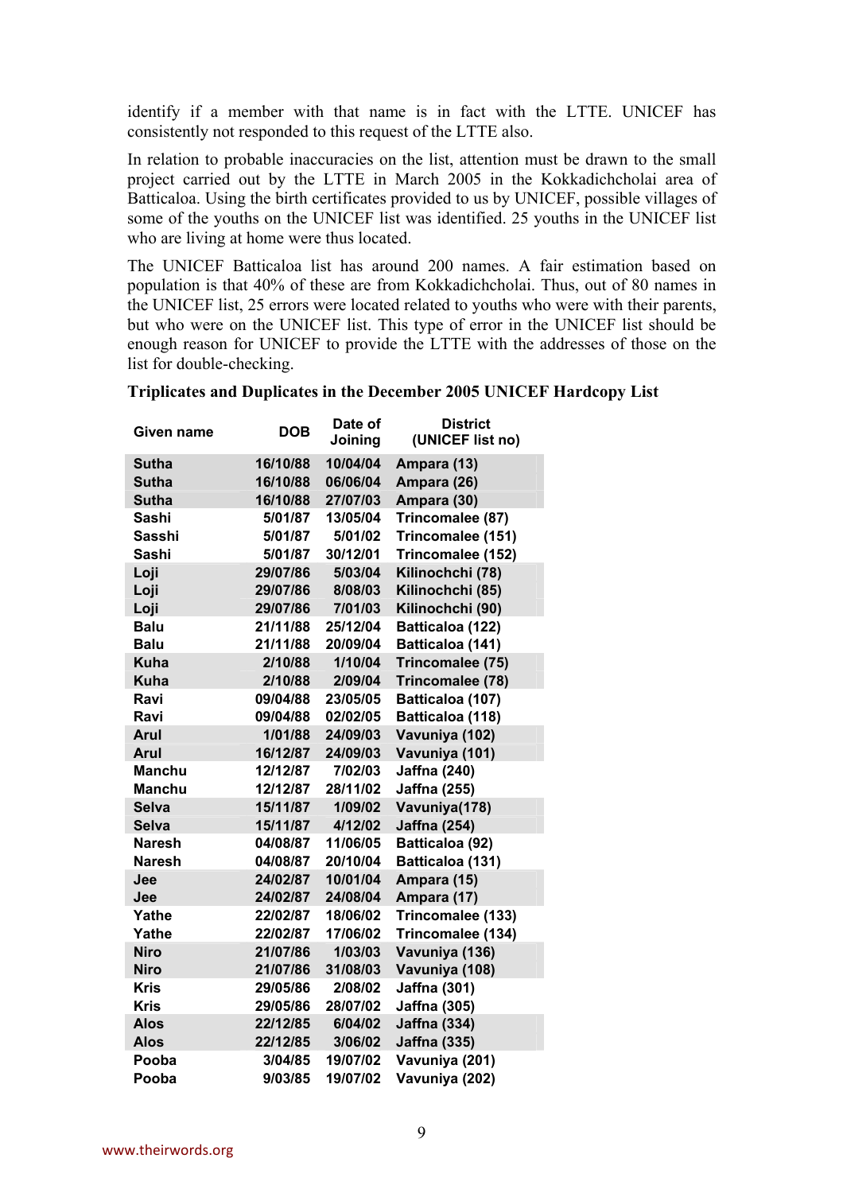identify if a member with that name is in fact with the LTTE. UNICEF has consistently not responded to this request of the LTTE also.

In relation to probable inaccuracies on the list, attention must be drawn to the small project carried out by the LTTE in March 2005 in the Kokkadichcholai area of Batticaloa. Using the birth certificates provided to us by UNICEF, possible villages of some of the youths on the UNICEF list was identified. 25 youths in the UNICEF list who are living at home were thus located.

The UNICEF Batticaloa list has around 200 names. A fair estimation based on population is that 40% of these are from Kokkadichcholai. Thus, out of 80 names in the UNICEF list, 25 errors were located related to youths who were with their parents, but who were on the UNICEF list. This type of error in the UNICEF list should be enough reason for UNICEF to provide the LTTE with the addresses of those on the list for double-checking.

**Triplicates and Duplicates in the December 2005 UNICEF Hardcopy List**

| Given name | DOB | Date of Joining | District (UNICEF list no) |
|---|---|---|---|
| Sutha | 16/10/88 | 10/04/04 | Ampara (13) |
| Sutha | 16/10/88 | 06/06/04 | Ampara (26) |
| Sutha | 16/10/88 | 27/07/03 | Ampara (30) |
| Sashi | 5/01/87 | 13/05/04 | Trincomalee (87) |
| Sasshi | 5/01/87 | 5/01/02 | Trincomalee (151) |
| Sashi | 5/01/87 | 30/12/01 | Trincomalee (152) |
| Loji | 29/07/86 | 5/03/04 | Kilinochchi (78) |
| Loji | 29/07/86 | 8/08/03 | Kilinochchi (85) |
| Loji | 29/07/86 | 7/01/03 | Kilinochchi (90) |
| Balu | 21/11/88 | 25/12/04 | Batticaloa (122) |
| Balu | 21/11/88 | 20/09/04 | Batticaloa (141) |
| Kuha | 2/10/88 | 1/10/04 | Trincomalee (75) |
| Kuha | 2/10/88 | 2/09/04 | Trincomalee (78) |
| Ravi | 09/04/88 | 23/05/05 | Batticaloa (107) |
| Ravi | 09/04/88 | 02/02/05 | Batticaloa (118) |
| Arul | 1/01/88 | 24/09/03 | Vavuniya (102) |
| Arul | 16/12/87 | 24/09/03 | Vavuniya (101) |
| Manchu | 12/12/87 | 7/02/03 | Jaffna (240) |
| Manchu | 12/12/87 | 28/11/02 | Jaffna (255) |
| Selva | 15/11/87 | 1/09/02 | Vavuniya(178) |
| Selva | 15/11/87 | 4/12/02 | Jaffna (254) |
| Naresh | 04/08/87 | 11/06/05 | Batticaloa (92) |
| Naresh | 04/08/87 | 20/10/04 | Batticaloa (131) |
| Jee | 24/02/87 | 10/01/04 | Ampara (15) |
| Jee | 24/02/87 | 24/08/04 | Ampara (17) |
| Yathe | 22/02/87 | 18/06/02 | Trincomalee (133) |
| Yathe | 22/02/87 | 17/06/02 | Trincomalee (134) |
| Niro | 21/07/86 | 1/03/03 | Vavuniya (136) |
| Niro | 21/07/86 | 31/08/03 | Vavuniya (108) |
| Kris | 29/05/86 | 2/08/02 | Jaffna (301) |
| Kris | 29/05/86 | 28/07/02 | Jaffna (305) |
| Alos | 22/12/85 | 6/04/02 | Jaffna (334) |
| Alos | 22/12/85 | 3/06/02 | Jaffna (335) |
| Pooba | 3/04/85 | 19/07/02 | Vavuniya (201) |
| Pooba | 9/03/85 | 19/07/02 | Vavuniya (202) |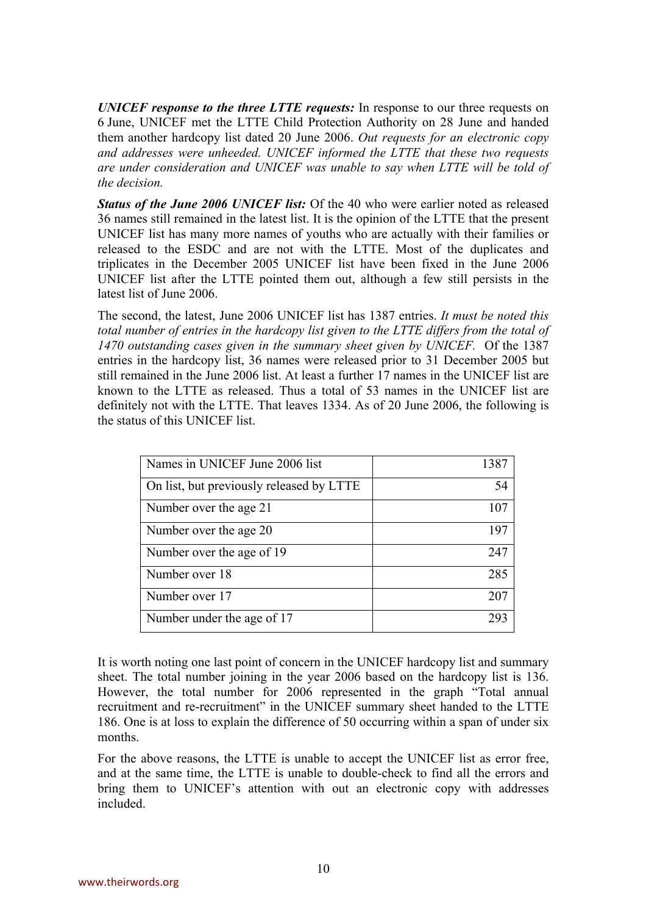***UNICEF response to the three LTTE requests:*** In response to our three requests on 6 June, UNICEF met the LTTE Child Protection Authority on 28 June and handed them another hardcopy list dated 20 June 2006. *Out requests for an electronic copy and addresses were unheeded. UNICEF informed the LTTE that these two requests are under consideration and UNICEF was unable to say when LTTE will be told of the decision.*

***Status of the June 2006 UNICEF list:*** Of the 40 who were earlier noted as released 36 names still remained in the latest list. It is the opinion of the LTTE that the present UNICEF list has many more names of youths who are actually with their families or released to the ESDC and are not with the LTTE. Most of the duplicates and triplicates in the December 2005 UNICEF list have been fixed in the June 2006 UNICEF list after the LTTE pointed them out, although a few still persists in the latest list of June 2006.

The second, the latest, June 2006 UNICEF list has 1387 entries. *It must be noted this total number of entries in the hardcopy list given to the LTTE differs from the total of 1470 outstanding cases given in the summary sheet given by UNICEF.* Of the 1387 entries in the hardcopy list, 36 names were released prior to 31 December 2005 but still remained in the June 2006 list. At least a further 17 names in the UNICEF list are known to the LTTE as released. Thus a total of 53 names in the UNICEF list are definitely not with the LTTE. That leaves 1334. As of 20 June 2006, the following is the status of this UNICEF list.

| Names in UNICEF June 2006 list | 1387 |
|---|---|
| On list, but previously released by LTTE | 54 |
| Number over the age 21 | 107 |
| Number over the age 20 | 197 |
| Number over the age of 19 | 247 |
| Number over 18 | 285 |
| Number over 17 | 207 |
| Number under the age of 17 | 293 |

It is worth noting one last point of concern in the UNICEF hardcopy list and summary sheet. The total number joining in the year 2006 based on the hardcopy list is 136. However, the total number for 2006 represented in the graph "Total annual recruitment and re-recruitment" in the UNICEF summary sheet handed to the LTTE 186. One is at loss to explain the difference of 50 occurring within a span of under six months.

For the above reasons, the LTTE is unable to accept the UNICEF list as error free, and at the same time, the LTTE is unable to double-check to find all the errors and bring them to UNICEF's attention with out an electronic copy with addresses included.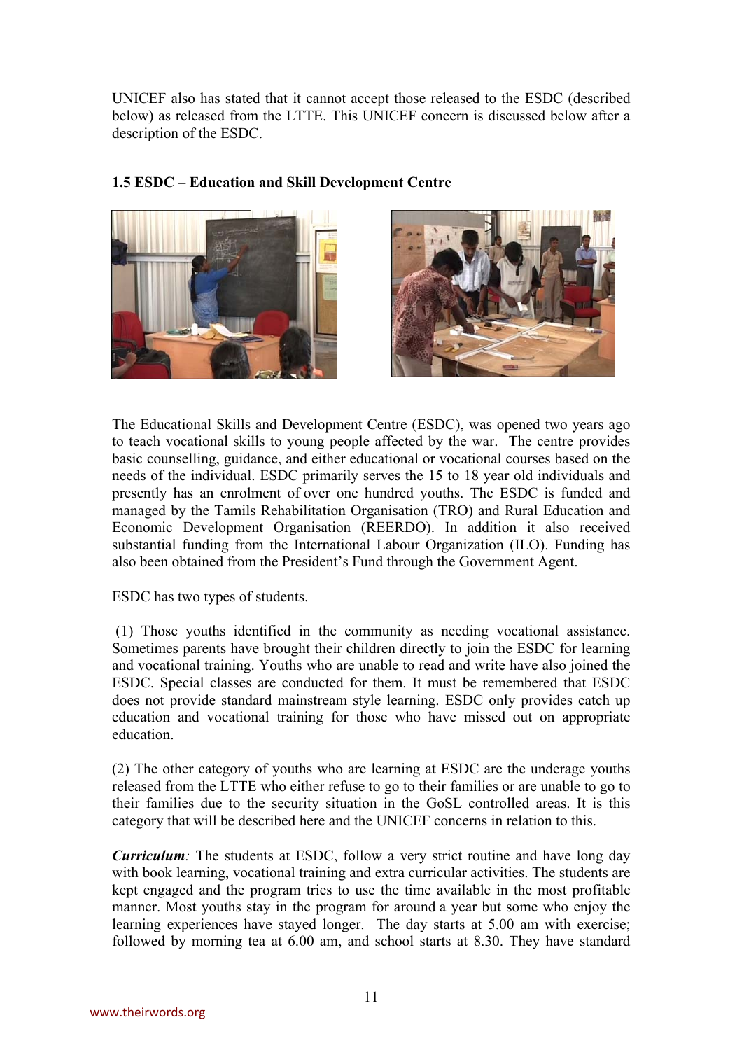UNICEF also has stated that it cannot accept those released to the ESDC (described below) as released from the LTTE. This UNICEF concern is discussed below after a description of the ESDC.

### 1.5 ESDC – Education and Skill Development Centre

The Educational Skills and Development Centre (ESDC), was opened two years ago to teach vocational skills to young people affected by the war. The centre provides basic counselling, guidance, and either educational or vocational courses based on the needs of the individual. ESDC primarily serves the 15 to 18 year old individuals and presently has an enrolment of over one hundred youths. The ESDC is funded and managed by the Tamils Rehabilitation Organisation (TRO) and Rural Education and Economic Development Organisation (REERDO). In addition it also received substantial funding from the International Labour Organization (ILO). Funding has also been obtained from the President's Fund through the Government Agent.

ESDC has two types of students.

(1) Those youths identified in the community as needing vocational assistance. Sometimes parents have brought their children directly to join the ESDC for learning and vocational training. Youths who are unable to read and write have also joined the ESDC. Special classes are conducted for them. It must be remembered that ESDC does not provide standard mainstream style learning. ESDC only provides catch up education and vocational training for those who have missed out on appropriate education.

(2) The other category of youths who are learning at ESDC are the underage youths released from the LTTE who either refuse to go to their families or are unable to go to their families due to the security situation in the GoSL controlled areas. It is this category that will be described here and the UNICEF concerns in relation to this.

***Curriculum**:* The students at ESDC, follow a very strict routine and have long day with book learning, vocational training and extra curricular activities. The students are kept engaged and the program tries to use the time available in the most profitable manner. Most youths stay in the program for around a year but some who enjoy the learning experiences have stayed longer. The day starts at 5.00 am with exercise; followed by morning tea at 6.00 am, and school starts at 8.30. They have standard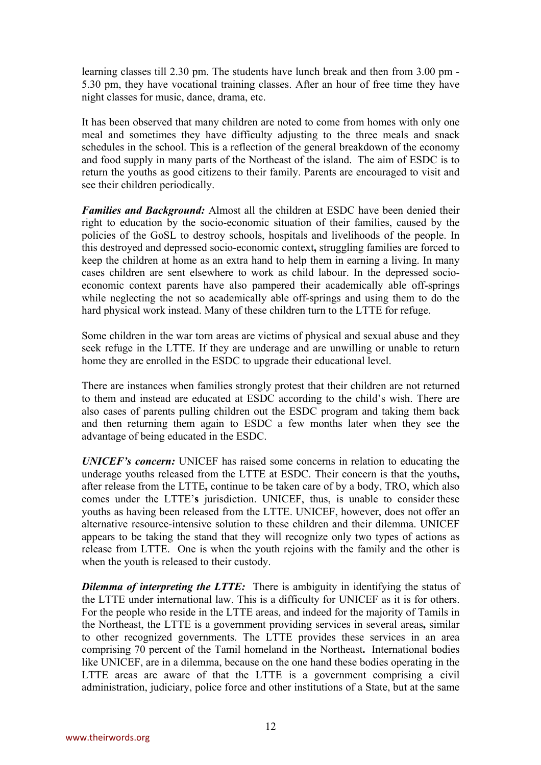learning classes till 2.30 pm. The students have lunch break and then from 3.00 pm - 5.30 pm, they have vocational training classes. After an hour of free time they have night classes for music, dance, drama, etc.

It has been observed that many children are noted to come from homes with only one meal and sometimes they have difficulty adjusting to the three meals and snack schedules in the school. This is a reflection of the general breakdown of the economy and food supply in many parts of the Northeast of the island. The aim of ESDC is to return the youths as good citizens to their family. Parents are encouraged to visit and see their children periodically.

***Families and Background:*** Almost all the children at ESDC have been denied their right to education by the socio-economic situation of their families, caused by the policies of the GoSL to destroy schools, hospitals and livelihoods of the people. In this destroyed and depressed socio-economic context**,** struggling families are forced to keep the children at home as an extra hand to help them in earning a living. In many cases children are sent elsewhere to work as child labour. In the depressed socio-economic context parents have also pampered their academically able off-springs while neglecting the not so academically able off-springs and using them to do the hard physical work instead. Many of these children turn to the LTTE for refuge.

Some children in the war torn areas are victims of physical and sexual abuse and they seek refuge in the LTTE. If they are underage and are unwilling or unable to return home they are enrolled in the ESDC to upgrade their educational level.

There are instances when families strongly protest that their children are not returned to them and instead are educated at ESDC according to the child's wish. There are also cases of parents pulling children out the ESDC program and taking them back and then returning them again to ESDC a few months later when they see the advantage of being educated in the ESDC.

***UNICEF's concern:*** UNICEF has raised some concerns in relation to educating the underage youths released from the LTTE at ESDC. Their concern is that the youths**,** after release from the LTTE**,** continue to be taken care of by a body, TRO, which also comes under the LTTE'**s** jurisdiction. UNICEF, thus, is unable to consider these youths as having been released from the LTTE. UNICEF, however, does not offer an alternative resource-intensive solution to these children and their dilemma. UNICEF appears to be taking the stand that they will recognize only two types of actions as release from LTTE. One is when the youth rejoins with the family and the other is when the youth is released to their custody.

***Dilemma of interpreting the LTTE:*** There is ambiguity in identifying the status of the LTTE under international law. This is a difficulty for UNICEF as it is for others. For the people who reside in the LTTE areas, and indeed for the majority of Tamils in the Northeast, the LTTE is a government providing services in several areas**,** similar to other recognized governments. The LTTE provides these services in an area comprising 70 percent of the Tamil homeland in the Northeast**.** International bodies like UNICEF, are in a dilemma, because on the one hand these bodies operating in the LTTE areas are aware of that the LTTE is a government comprising a civil administration, judiciary, police force and other institutions of a State, but at the same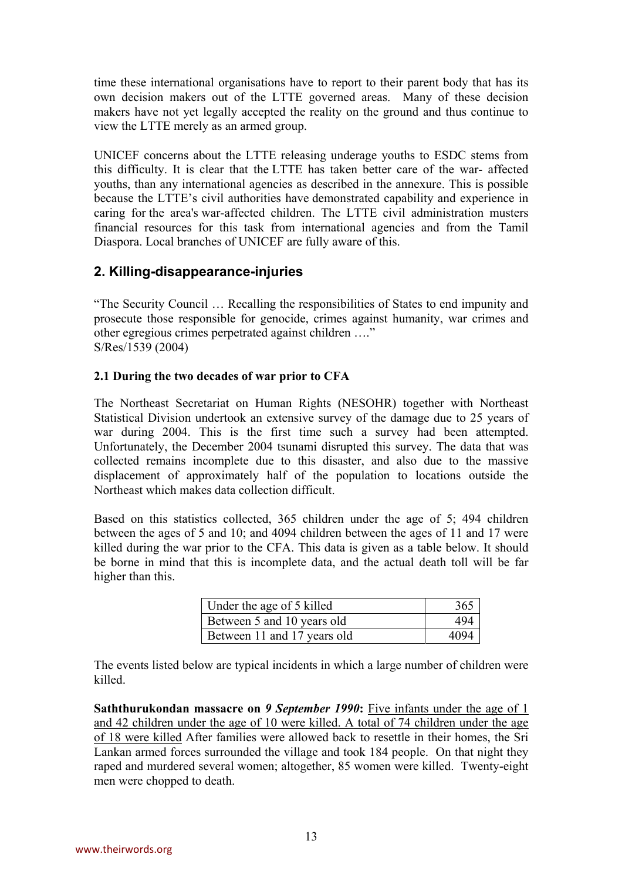time these international organisations have to report to their parent body that has its own decision makers out of the LTTE governed areas. Many of these decision makers have not yet legally accepted the reality on the ground and thus continue to view the LTTE merely as an armed group.

UNICEF concerns about the LTTE releasing underage youths to ESDC stems from this difficulty. It is clear that the LTTE has taken better care of the war- affected youths, than any international agencies as described in the annexure. This is possible because the LTTE's civil authorities have demonstrated capability and experience in caring for the area's war-affected children. The LTTE civil administration musters financial resources for this task from international agencies and from the Tamil Diaspora. Local branches of UNICEF are fully aware of this.

## 2. Killing-disappearance-injuries

"The Security Council … Recalling the responsibilities of States to end impunity and prosecute those responsible for genocide, crimes against humanity, war crimes and other egregious crimes perpetrated against children …."
S/Res/1539 (2004)

### 2.1 During the two decades of war prior to CFA

The Northeast Secretariat on Human Rights (NESOHR) together with Northeast Statistical Division undertook an extensive survey of the damage due to 25 years of war during 2004. This is the first time such a survey had been attempted. Unfortunately, the December 2004 tsunami disrupted this survey. The data that was collected remains incomplete due to this disaster, and also due to the massive displacement of approximately half of the population to locations outside the Northeast which makes data collection difficult.

Based on this statistics collected, 365 children under the age of 5; 494 children between the ages of 5 and 10; and 4094 children between the ages of 11 and 17 were killed during the war prior to the CFA. This data is given as a table below. It should be borne in mind that this is incomplete data, and the actual death toll will be far higher than this.

| | |
|---|---|
| Under the age of 5 killed | 365 |
| Between 5 and 10 years old | 494 |
| Between 11 and 17 years old | 4094 |

The events listed below are typical incidents in which a large number of children were killed.

**Saththurukondan massacre on *9 September 1990*:** Five infants under the age of 1 and 42 children under the age of 10 were killed. A total of 74 children under the age of 18 were killed After families were allowed back to resettle in their homes, the Sri Lankan armed forces surrounded the village and took 184 people. On that night they raped and murdered several women; altogether, 85 women were killed. Twenty-eight men were chopped to death.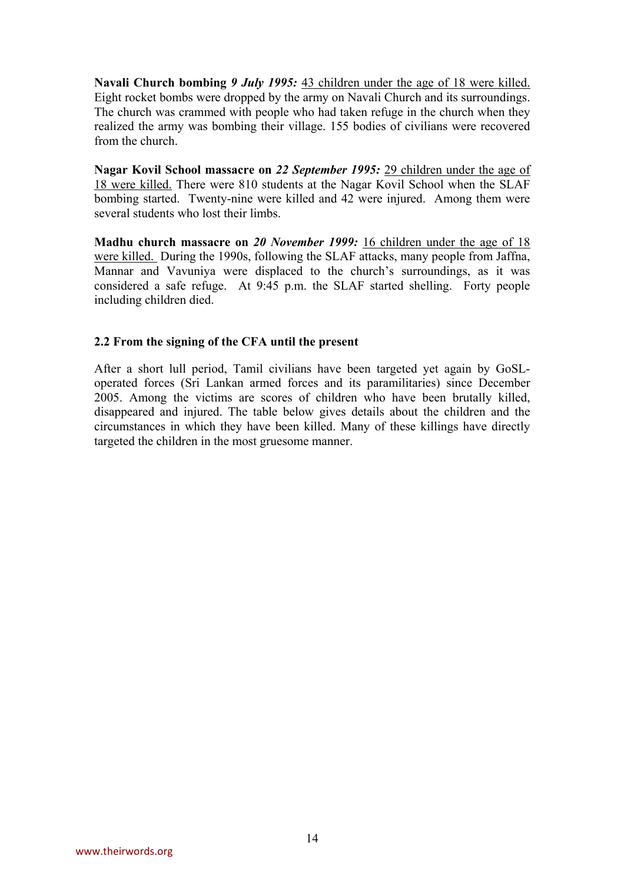**Navali Church bombing** ***9 July 1995:*** <u>43 children under the age of 18 were killed.</u> Eight rocket bombs were dropped by the army on Navali Church and its surroundings. The church was crammed with people who had taken refuge in the church when they realized the army was bombing their village. 155 bodies of civilians were recovered from the church.

**Nagar Kovil School massacre on** ***22 September 1995:*** <u>29 children under the age of 18 were killed.</u> There were 810 students at the Nagar Kovil School when the SLAF bombing started. Twenty-nine were killed and 42 were injured. Among them were several students who lost their limbs.

**Madhu church massacre on** ***20 November 1999:*** <u>16 children under the age of 18 were killed.</u> During the 1990s, following the SLAF attacks, many people from Jaffna, Mannar and Vavuniya were displaced to the church's surroundings, as it was considered a safe refuge. At 9:45 p.m. the SLAF started shelling. Forty people including children died.

### 2.2 From the signing of the CFA until the present

After a short lull period, Tamil civilians have been targeted yet again by GoSL-operated forces (Sri Lankan armed forces and its paramilitaries) since December 2005. Among the victims are scores of children who have been brutally killed, disappeared and injured. The table below gives details about the children and the circumstances in which they have been killed. Many of these killings have directly targeted the children in the most gruesome manner.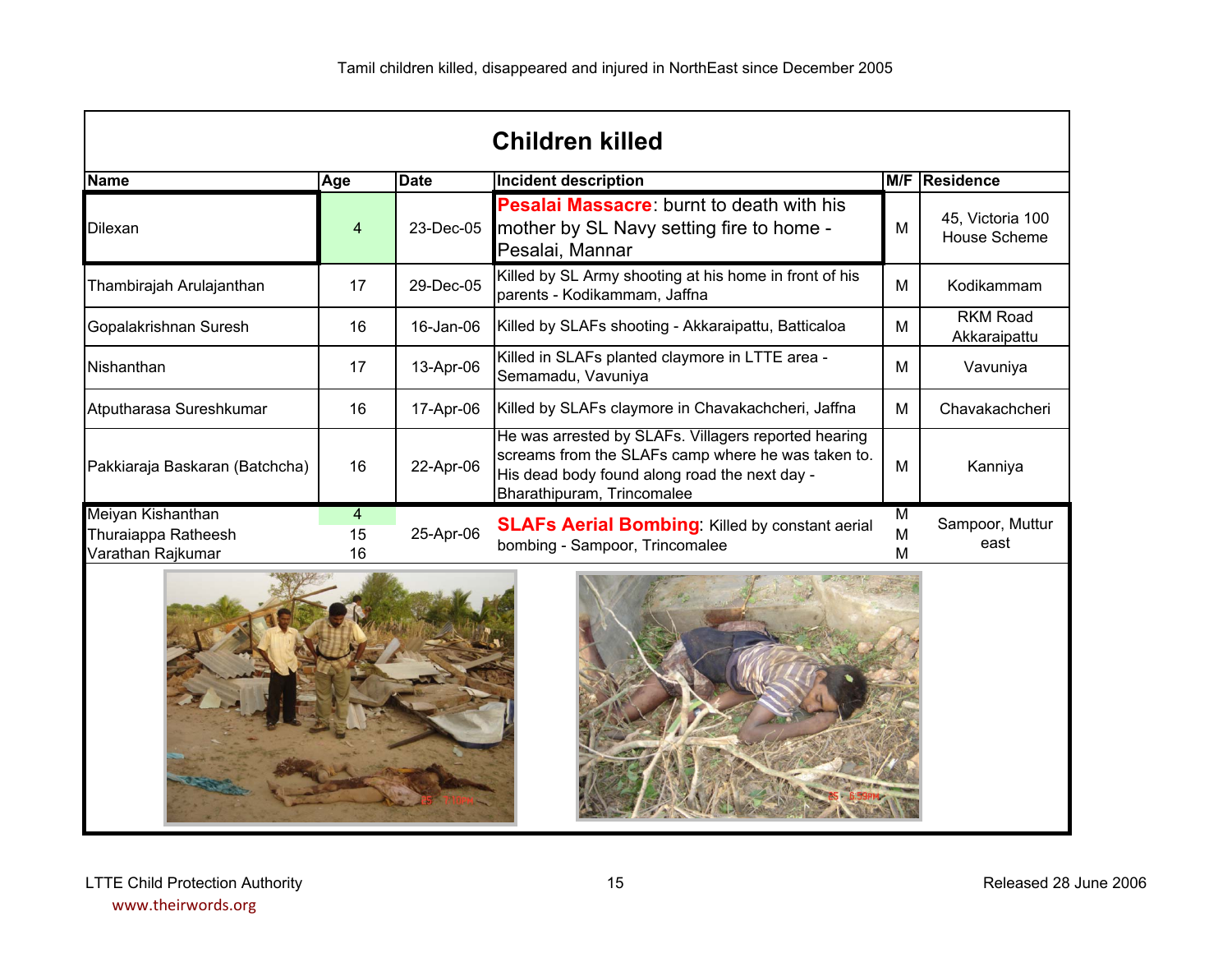Tamil children killed, disappeared and injured in NorthEast since December 2005

## Children killed

| Name | Age | Date | Incident description | M/F | Residence |
|---|---|---|---|---|---|
| Dilexan | 4 | 23-Dec-05 | **Pesalai Massacre**: burnt to death with his mother by SL Navy setting fire to home - Pesalai, Mannar | M | 45, Victoria 100 House Scheme |
| Thambirajah Arulajanthan | 17 | 29-Dec-05 | Killed by SL Army shooting at his home in front of his parents - Kodikammam, Jaffna | M | Kodikammam |
| Gopalakrishnan Suresh | 16 | 16-Jan-06 | Killed by SLAFs shooting - Akkaraipattu, Batticaloa | M | RKM Road Akkaraipattu |
| Nishanthan | 17 | 13-Apr-06 | Killed in SLAFs planted claymore in LTTE area - Semamadu, Vavuniya | M | Vavuniya |
| Atputharasa Sureshkumar | 16 | 17-Apr-06 | Killed by SLAFs claymore in Chavakachcheri, Jaffna | M | Chavakachcheri |
| Pakkiaraja Baskaran (Batchcha) | 16 | 22-Apr-06 | He was arrested by SLAFs. Villagers reported hearing screams from the SLAFs camp where he was taken to. His dead body found along road the next day - Bharathipuram, Trincomalee | M | Kanniya |
| Meiyan Kishanthan | 4 | 25-Apr-06 | **SLAFs Aerial Bombing**: Killed by constant aerial bombing - Sampoor, Trincomalee | M | Sampoor, Muttur east |
| Thuraiappa Ratheesh | 15 | 25-Apr-06 | **SLAFs Aerial Bombing**: Killed by constant aerial bombing - Sampoor, Trincomalee | M | Sampoor, Muttur east |
| Varathan Rajkumar | 16 | 25-Apr-06 | **SLAFs Aerial Bombing**: Killed by constant aerial bombing - Sampoor, Trincomalee | M | Sampoor, Muttur east |

LTTE Child Protection Authority

Released 28 June 2006

www.theirwords.org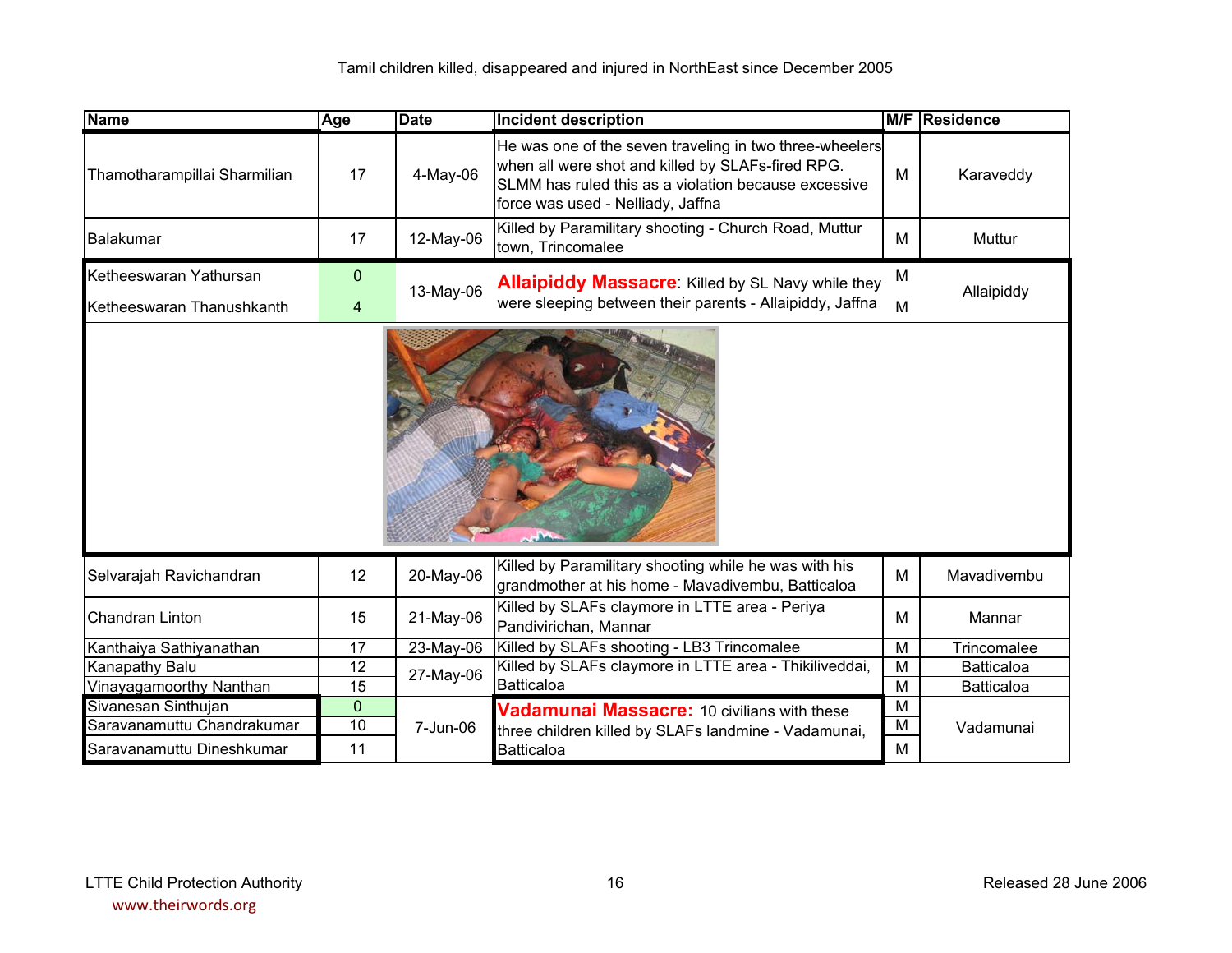Tamil children killed, disappeared and injured in NorthEast since December 2005

| Name | Age | Date | Incident description | M/F | Residence |
|---|---|---|---|---|---|
| Thamotharampillai Sharmilian | 17 | 4-May-06 | He was one of the seven traveling in two three-wheelers when all were shot and killed by SLAFs-fired RPG. SLMM has ruled this as a violation because excessive force was used - Nelliady, Jaffna | M | Karaveddy |
| Balakumar | 17 | 12-May-06 | Killed by Paramilitary shooting - Church Road, Muttur town, Trincomalee | M | Muttur |
| Ketheeswaran Yathursan | 0 | 13-May-06 | **Allaipiddy Massacre**: Killed by SL Navy while they were sleeping between their parents - Allaipiddy, Jaffna | M | Allaipiddy |
| Ketheeswaran Thanushkanth | 4 | | | M | |
| Selvarajah Ravichandran | 12 | 20-May-06 | Killed by Paramilitary shooting while he was with his grandmother at his home - Mavadivembu, Batticaloa | M | Mavadivembu |
| Chandran Linton | 15 | 21-May-06 | Killed by SLAFs claymore in LTTE area - Periya Pandivirichan, Mannar | M | Mannar |
| Kanthaiya Sathiyanathan | 17 | 23-May-06 | Killed by SLAFs shooting - LB3 Trincomalee | M | Trincomalee |
| Kanapathy Balu | 12 | 27-May-06 | Killed by SLAFs claymore in LTTE area - Thikiliveddai, Batticaloa | M | Batticaloa |
| Vinayagamoorthy Nanthan | 15 | | | M | Batticaloa |
| Sivanesan Sinthujan | 0 | 7-Jun-06 | **Vadamunai Massacre:** 10 civilians with these three children killed by SLAFs landmine - Vadamunai, Batticaloa | M | Vadamunai |
| Saravanamuttu Chandrakumar | 10 | | | M | |
| Saravanamuttu Dineshkumar | 11 | | | M | |

LTTE Child Protection Authority

Released 28 June 2006

www.theirwords.org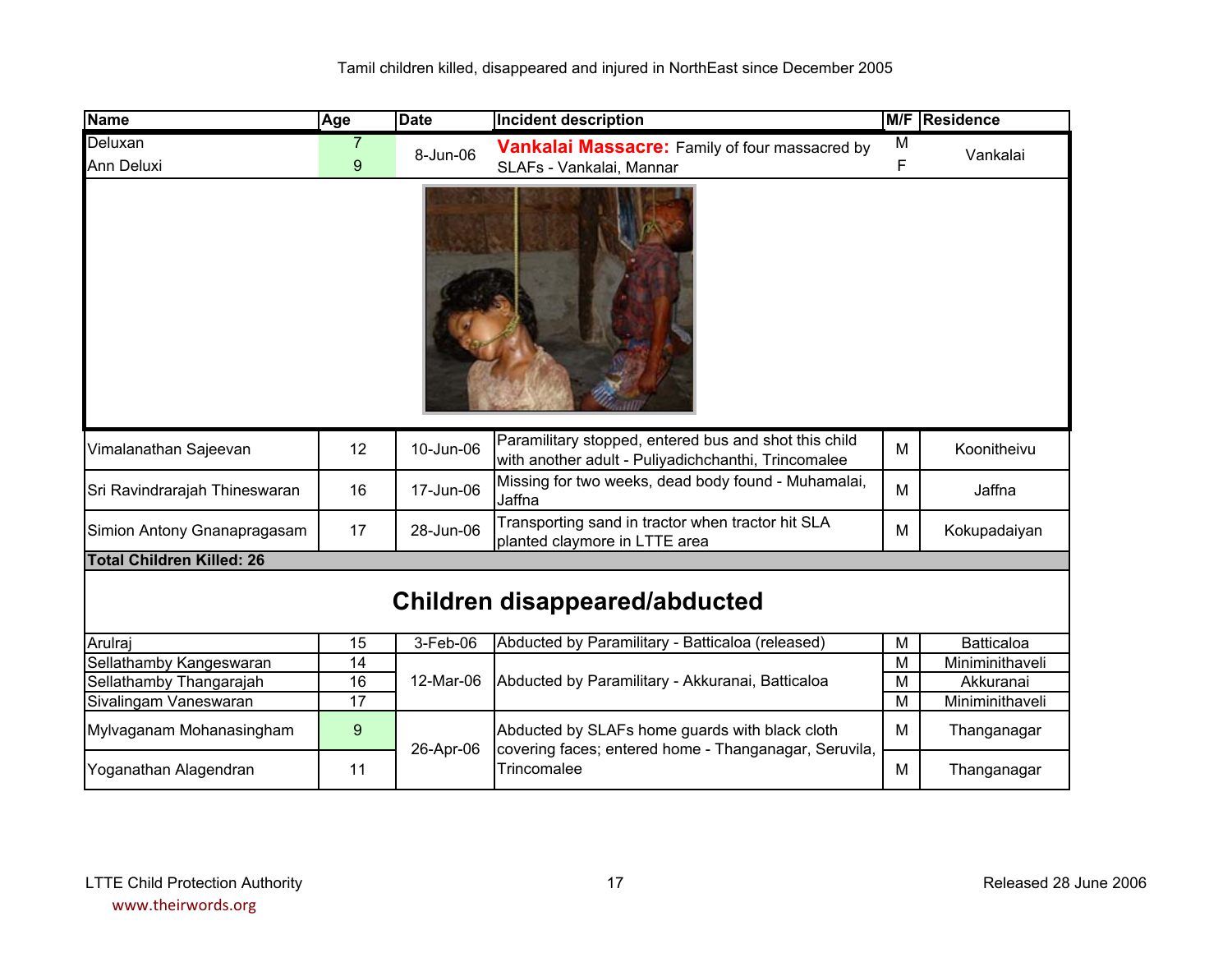Tamil children killed, disappeared and injured in NorthEast since December 2005

| Name | Age | Date | Incident description | M/F | Residence |
|---|---|---|---|---|---|
| Deluxan | 7 | 8-Jun-06 | **Vankalai Massacre:** Family of four massacred by SLAFs - Vankalai, Mannar | M | Vankalai |
| Ann Deluxi | 9 | | | F | |
| Vimalanathan Sajeevan | 12 | 10-Jun-06 | Paramilitary stopped, entered bus and shot this child with another adult - Puliyadichchanthi, Trincomalee | M | Koonitheivu |
| Sri Ravindrarajah Thineswaran | 16 | 17-Jun-06 | Missing for two weeks, dead body found - Muhamalai, Jaffna | M | Jaffna |
| Simion Antony Gnanapragasam | 17 | 28-Jun-06 | Transporting sand in tractor when tractor hit SLA planted claymore in LTTE area | M | Kokupadaiyan |
| **Total Children Killed: 26** | | | | | |

## Children disappeared/abducted

| Name | Age | Date | Incident description | M/F | Residence |
|---|---|---|---|---|---|
| Arulraj | 15 | 3-Feb-06 | Abducted by Paramilitary - Batticaloa (released) | M | Batticaloa |
| Sellathamby Kangeswaran | 14 | 12-Mar-06 | Abducted by Paramilitary - Akkuranai, Batticaloa | M | Miniminithaveli |
| Sellathamby Thangarajah | 16 | | | M | Akkuranai |
| Sivalingam Vaneswaran | 17 | | | M | Miniminithaveli |
| Mylvaganam Mohanasingham | 9 | 26-Apr-06 | Abducted by SLAFs home guards with black cloth covering faces; entered home - Thanganagar, Seruvila, Trincomalee | M | Thanganagar |
| Yoganathan Alagendran | 11 | | | M | Thanganagar |

LTTE Child Protection Authority

www.theirwords.org

Released 28 June 2006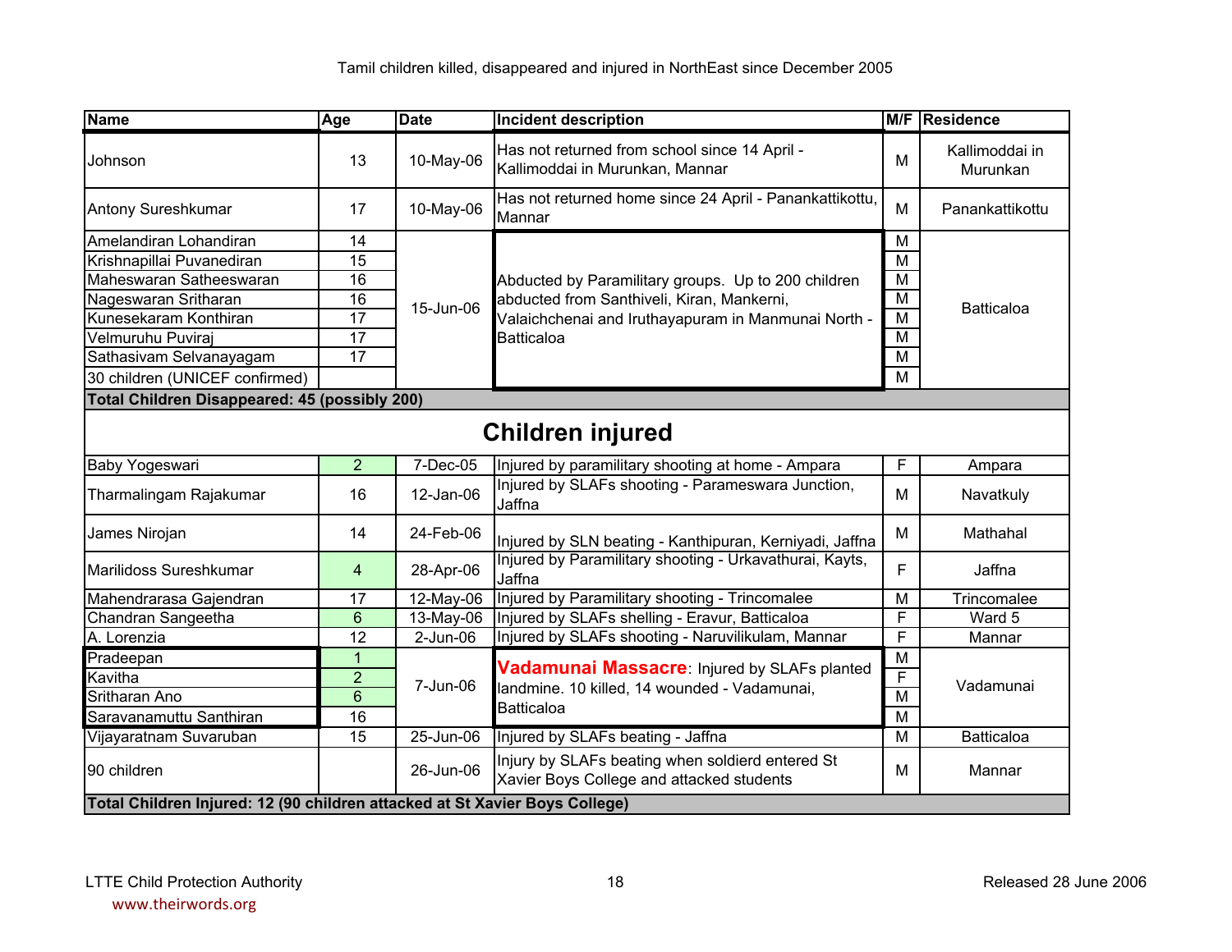Tamil children killed, disappeared and injured in NorthEast since December 2005

| Name | Age | Date | Incident description | M/F | Residence |
|---|---|---|---|---|---|
| Johnson | 13 | 10-May-06 | Has not returned from school since 14 April - Kallimoddai in Murunkan, Mannar | M | Kallimoddai in Murunkan |
| Antony Sureshkumar | 17 | 10-May-06 | Has not returned home since 24 April - Panankattikottu, Mannar | M | Panankattikottu |
| Amelandiran Lohandiran | 14 | 15-Jun-06 | Abducted by Paramilitary groups. Up to 200 children abducted from Santhiveli, Kiran, Mankerni, Valaichchenai and Iruthayapuram in Manmunai North - Batticaloa | M | Batticaloa |
| Krishnapillai Puvanediran | 15 | | | M | |
| Maheswaran Satheeswaran | 16 | | | M | |
| Nageswaran Sritharan | 16 | | | M | |
| Kunesekaram Konthiran | 17 | | | M | |
| Velmuruhu Puviraj | 17 | | | M | |
| Sathasivam Selvanayagam | 17 | | | M | |
| 30 children (UNICEF confirmed) | | | | M | |
| **Total Children Disappeared: 45 (possibly 200)** | | | | | |
| **Children injured** | | | | | |
| Baby Yogeswari | 2 | 7-Dec-05 | Injured by paramilitary shooting at home - Ampara | F | Ampara |
| Tharmalingam Rajakumar | 16 | 12-Jan-06 | Injured by SLAFs shooting - Parameswara Junction, Jaffna | M | Navatkuly |
| James Nirojan | 14 | 24-Feb-06 | Injured by SLN beating - Kanthipuran, Kerniyadi, Jaffna | M | Mathahal |
| Marilidoss Sureshkumar | 4 | 28-Apr-06 | Injured by Paramilitary shooting - Urkavathurai, Kayts, Jaffna | F | Jaffna |
| Mahendrarasa Gajendran | 17 | 12-May-06 | Injured by Paramilitary shooting - Trincomalee | M | Trincomalee |
| Chandran Sangeetha | 6 | 13-May-06 | Injured by SLAFs shelling - Eravur, Batticaloa | F | Ward 5 |
| A. Lorenzia | 12 | 2-Jun-06 | Injured by SLAFs shooting - Naruvilikulam, Mannar | F | Mannar |
| Pradeepan | 1 | 7-Jun-06 | **Vadamunai Massacre**: Injured by SLAFs planted landmine. 10 killed, 14 wounded - Vadamunai, Batticaloa | M | Vadamunai |
| Kavitha | 2 | | | F | |
| Sritharan Ano | 6 | | | M | |
| Saravanamuttu Santhiran | 16 | | | M | |
| Vijayaratnam Suvaruban | 15 | 25-Jun-06 | Injured by SLAFs beating - Jaffna | M | Batticaloa |
| 90 children | | 26-Jun-06 | Injury by SLAFs beating when soldierd entered St Xavier Boys College and attacked students | M | Mannar |
| **Total Children Injured: 12 (90 children attacked at St Xavier Boys College)** | | | | | |

LTTE Child Protection Authority

www.theirwords.org

Released 28 June 2006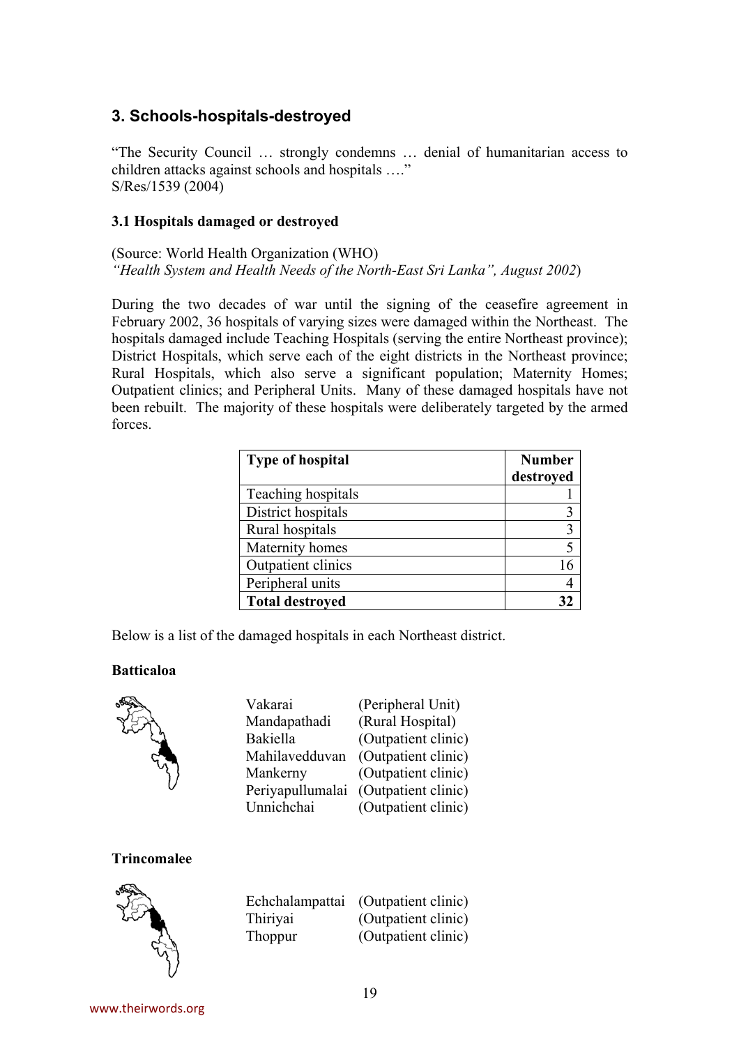## 3. Schools-hospitals-destroyed

"The Security Council … strongly condemns … denial of humanitarian access to children attacks against schools and hospitals …."
S/Res/1539 (2004)

### 3.1 Hospitals damaged or destroyed

(Source: World Health Organization (WHO)
*"Health System and Health Needs of the North-East Sri Lanka", August 2002*)

During the two decades of war until the signing of the ceasefire agreement in February 2002, 36 hospitals of varying sizes were damaged within the Northeast. The hospitals damaged include Teaching Hospitals (serving the entire Northeast province); District Hospitals, which serve each of the eight districts in the Northeast province; Rural Hospitals, which also serve a significant population; Maternity Homes; Outpatient clinics; and Peripheral Units. Many of these damaged hospitals have not been rebuilt. The majority of these hospitals were deliberately targeted by the armed forces.

| Type of hospital | Number destroyed |
|---|---|
| Teaching hospitals | 1 |
| District hospitals | 3 |
| Rural hospitals | 3 |
| Maternity homes | 5 |
| Outpatient clinics | 16 |
| Peripheral units | 4 |
| **Total destroyed** | **32** |

Below is a list of the damaged hospitals in each Northeast district.

**Batticaloa**

| | |
|---|---|
| Vakarai | (Peripheral Unit) |
| Mandapathadi | (Rural Hospital) |
| Bakiella | (Outpatient clinic) |
| Mahilavedduvan | (Outpatient clinic) |
| Mankerny | (Outpatient clinic) |
| Periyapullumalai | (Outpatient clinic) |
| Unnichchai | (Outpatient clinic) |

**Trincomalee**

| | |
|---|---|
| Echchalampattai | (Outpatient clinic) |
| Thiriyai | (Outpatient clinic) |
| Thoppur | (Outpatient clinic) |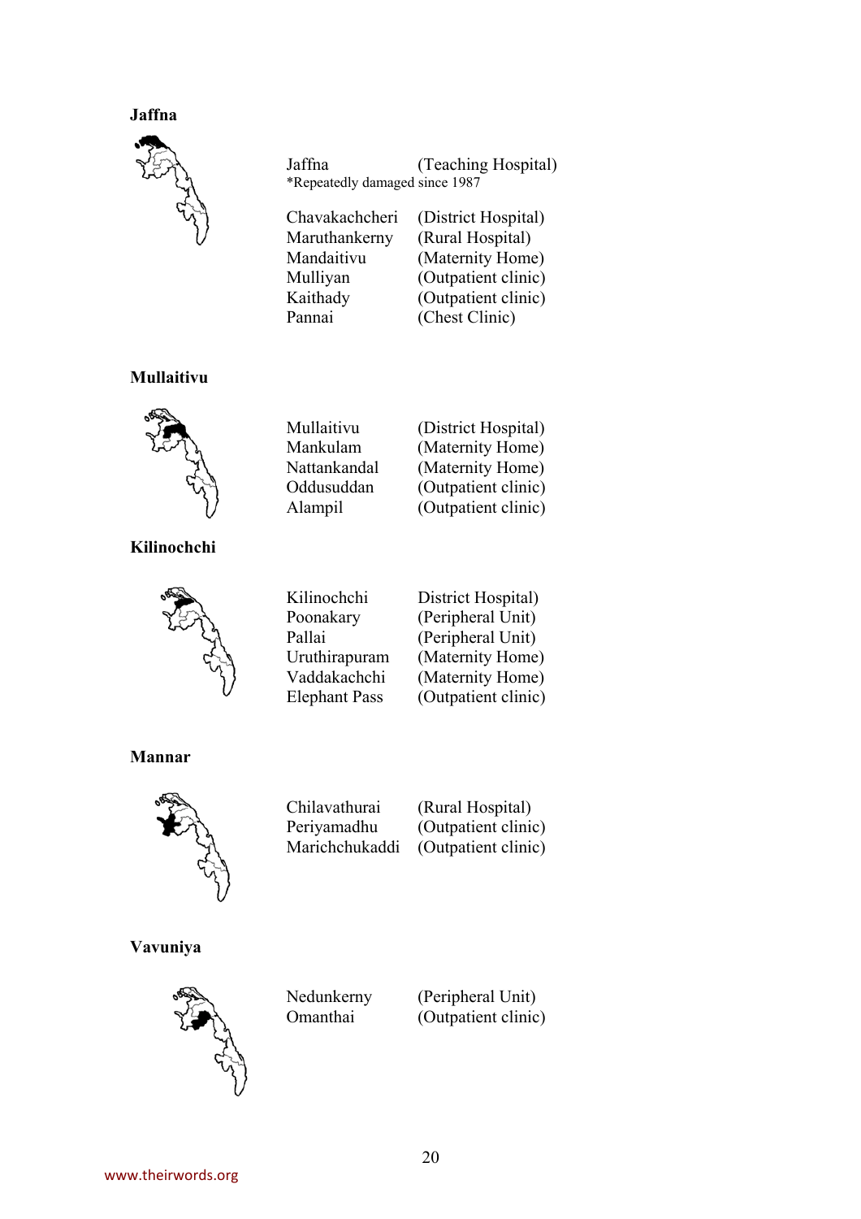**Jaffna**

| | |
|---|---|
| Jaffna | (Teaching Hospital) |

*Repeatedly damaged since 1987

| | |
|---|---|
| Chavakachcheri | (District Hospital) |
| Maruthankerny | (Rural Hospital) |
| Mandaitivu | (Maternity Home) |
| Mulliyan | (Outpatient clinic) |
| Kaithady | (Outpatient clinic) |
| Pannai | (Chest Clinic) |

**Mullaitivu**

| | |
|---|---|
| Mullaitivu | (District Hospital) |
| Mankulam | (Maternity Home) |
| Nattankandal | (Maternity Home) |
| Oddusuddan | (Outpatient clinic) |
| Alampil | (Outpatient clinic) |

**Kilinochchi**

| | |
|---|---|
| Kilinochchi | District Hospital) |
| Poonakary | (Peripheral Unit) |
| Pallai | (Peripheral Unit) |
| Uruthirapuram | (Maternity Home) |
| Vaddakachchi | (Maternity Home) |
| Elephant Pass | (Outpatient clinic) |

**Mannar**

| | |
|---|---|
| Chilavathurai | (Rural Hospital) |
| Periyamadhu | (Outpatient clinic) |
| Marichchukaddi | (Outpatient clinic) |

**Vavuniya**

| | |
|---|---|
| Nedunkerny | (Peripheral Unit) |
| Omanthai | (Outpatient clinic) |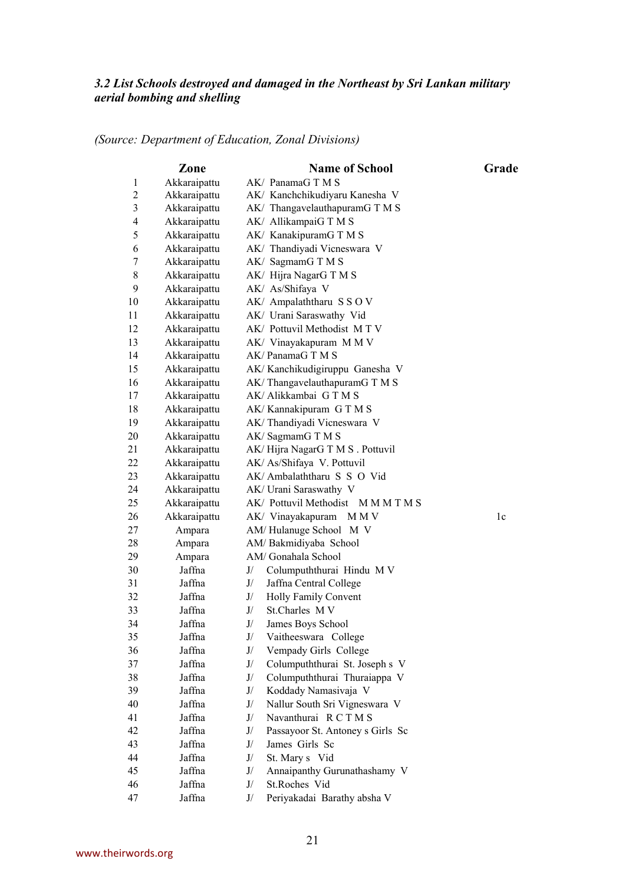### *3.2 List Schools destroyed and damaged in the Northeast by Sri Lankan military aerial bombing and shelling*

*(Source: Department of Education, Zonal Divisions)*

| | Zone | Name of School | Grade |
|---|---|---|---|
| 1 | Akkaraipattu | AK/ PanamaG T M S | |
| 2 | Akkaraipattu | AK/ Kanchchikudiyaru Kanesha V | |
| 3 | Akkaraipattu | AK/ ThangavelauthapuramG T M S | |
| 4 | Akkaraipattu | AK/ AllikampaiG T M S | |
| 5 | Akkaraipattu | AK/ KanakipuramG T M S | |
| 6 | Akkaraipattu | AK/ Thandiyadi Vicneswara V | |
| 7 | Akkaraipattu | AK/ SagmamG T M S | |
| 8 | Akkaraipattu | AK/ Hijra NagarG T M S | |
| 9 | Akkaraipattu | AK/ As/Shifaya V | |
| 10 | Akkaraipattu | AK/ Ampalaththaru S S O V | |
| 11 | Akkaraipattu | AK/ Urani Saraswathy Vid | |
| 12 | Akkaraipattu | AK/ Pottuvil Methodist M T V | |
| 13 | Akkaraipattu | AK/ Vinayakapuram M M V | |
| 14 | Akkaraipattu | AK/ PanamaG T M S | |
| 15 | Akkaraipattu | AK/ Kanchikudigiruppu Ganesha V | |
| 16 | Akkaraipattu | AK/ ThangavelauthapuramG T M S | |
| 17 | Akkaraipattu | AK/ Alikkambai G T M S | |
| 18 | Akkaraipattu | AK/ Kannakipuram G T M S | |
| 19 | Akkaraipattu | AK/ Thandiyadi Vicneswara V | |
| 20 | Akkaraipattu | AK/ SagmamG T M S | |
| 21 | Akkaraipattu | AK/ Hijra NagarG T M S . Pottuvil | |
| 22 | Akkaraipattu | AK/ As/Shifaya V. Pottuvil | |
| 23 | Akkaraipattu | AK/ Ambalaththaru S S O Vid | |
| 24 | Akkaraipattu | AK/ Urani Saraswathy V | |
| 25 | Akkaraipattu | AK/ Pottuvil Methodist M M M T M S | |
| 26 | Akkaraipattu | AK/ Vinayakapuram M M V | 1c |
| 27 | Ampara | AM/ Hulanuge School M V | |
| 28 | Ampara | AM/ Bakmidiyaba School | |
| 29 | Ampara | AM/ Gonahala School | |
| 30 | Jaffna | J/ Columpuththurai Hindu M V | |
| 31 | Jaffna | J/ Jaffna Central College | |
| 32 | Jaffna | J/ Holly Family Convent | |
| 33 | Jaffna | J/ St.Charles M V | |
| 34 | Jaffna | J/ James Boys School | |
| 35 | Jaffna | J/ Vaitheeswara College | |
| 36 | Jaffna | J/ Vempady Girls College | |
| 37 | Jaffna | J/ Columpuththurai St. Joseph s V | |
| 38 | Jaffna | J/ Columpuththurai Thuraiappa V | |
| 39 | Jaffna | J/ Koddady Namasivaja V | |
| 40 | Jaffna | J/ Nallur South Sri Vigneswara V | |
| 41 | Jaffna | J/ Navanthurai R C T M S | |
| 42 | Jaffna | J/ Passayoor St. Antoney s Girls Sc | |
| 43 | Jaffna | J/ James Girls Sc | |
| 44 | Jaffna | J/ St. Mary s Vid | |
| 45 | Jaffna | J/ Annaipanthy Gurunathashamy V | |
| 46 | Jaffna | J/ St.Roches Vid | |
| 47 | Jaffna | J/ Periyakadai Barathy absha V | |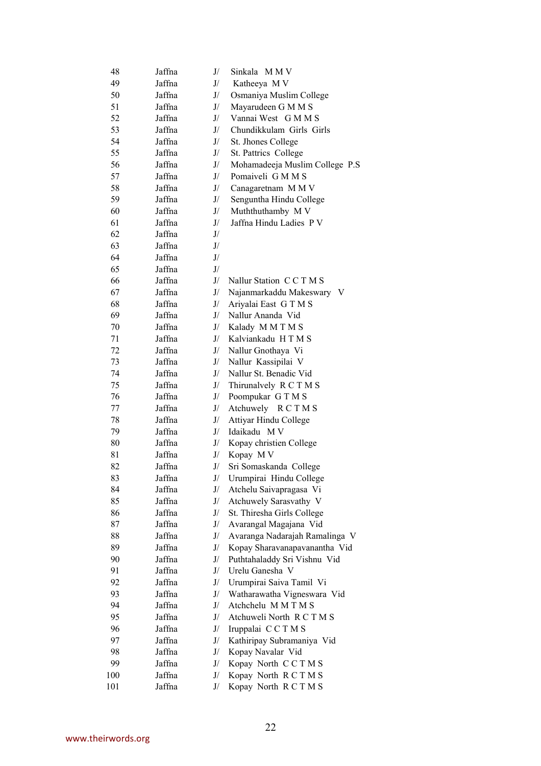| | | | |
|---|---|---|---|
| 48 | Jaffna | J/ | Sinkala M M V |
| 49 | Jaffna | J/ | Katheeya M V |
| 50 | Jaffna | J/ | Osmaniya Muslim College |
| 51 | Jaffna | J/ | Mayarudeen G M M S |
| 52 | Jaffna | J/ | Vannai West G M M S |
| 53 | Jaffna | J/ | Chundikkulam Girls Girls |
| 54 | Jaffna | J/ | St. Jhones College |
| 55 | Jaffna | J/ | St. Pattrics College |
| 56 | Jaffna | J/ | Mohamadeeja Muslim College P.S |
| 57 | Jaffna | J/ | Pomaiveli G M M S |
| 58 | Jaffna | J/ | Canagaretnam M M V |
| 59 | Jaffna | J/ | Senguntha Hindu College |
| 60 | Jaffna | J/ | Muththuthamby M V |
| 61 | Jaffna | J/ | Jaffna Hindu Ladies P V |
| 62 | Jaffna | J/ | |
| 63 | Jaffna | J/ | |
| 64 | Jaffna | J/ | |
| 65 | Jaffna | J/ | |
| 66 | Jaffna | J/ | Nallur Station C C T M S |
| 67 | Jaffna | J/ | Najanmarkaddu Makeswary V |
| 68 | Jaffna | J/ | Ariyalai East G T M S |
| 69 | Jaffna | J/ | Nallur Ananda Vid |
| 70 | Jaffna | J/ | Kalady M M T M S |
| 71 | Jaffna | J/ | Kalviankadu H T M S |
| 72 | Jaffna | J/ | Nallur Gnothaya Vi |
| 73 | Jaffna | J/ | Nallur Kassipilai V |
| 74 | Jaffna | J/ | Nallur St. Benadic Vid |
| 75 | Jaffna | J/ | Thirunalvely R C T M S |
| 76 | Jaffna | J/ | Poompukar G T M S |
| 77 | Jaffna | J/ | Atchuwely R C T M S |
| 78 | Jaffna | J/ | Attiyar Hindu College |
| 79 | Jaffna | J/ | Idaikadu M V |
| 80 | Jaffna | J/ | Kopay christien College |
| 81 | Jaffna | J/ | Kopay M V |
| 82 | Jaffna | J/ | Sri Somaskanda College |
| 83 | Jaffna | J/ | Urumpirai Hindu College |
| 84 | Jaffna | J/ | Atchelu Saivapragasa Vi |
| 85 | Jaffna | J/ | Atchuwely Sarasvathy V |
| 86 | Jaffna | J/ | St. Thiresha Girls College |
| 87 | Jaffna | J/ | Avarangal Magajana Vid |
| 88 | Jaffna | J/ | Avaranga Nadarajah Ramalinga V |
| 89 | Jaffna | J/ | Kopay Sharavanapavanantha Vid |
| 90 | Jaffna | J/ | Puthtahaladdy Sri Vishnu Vid |
| 91 | Jaffna | J/ | Urelu Ganesha V |
| 92 | Jaffna | J/ | Urumpirai Saiva Tamil Vi |
| 93 | Jaffna | J/ | Watharawatha Vigneswara Vid |
| 94 | Jaffna | J/ | Atchchelu M M T M S |
| 95 | Jaffna | J/ | Atchuweli North R C T M S |
| 96 | Jaffna | J/ | Iruppalai C C T M S |
| 97 | Jaffna | J/ | Kathiripay Subramaniya Vid |
| 98 | Jaffna | J/ | Kopay Navalar Vid |
| 99 | Jaffna | J/ | Kopay North C C T M S |
| 100 | Jaffna | J/ | Kopay North R C T M S |
| 101 | Jaffna | J/ | Kopay North R C T M S |

www.theirwords.org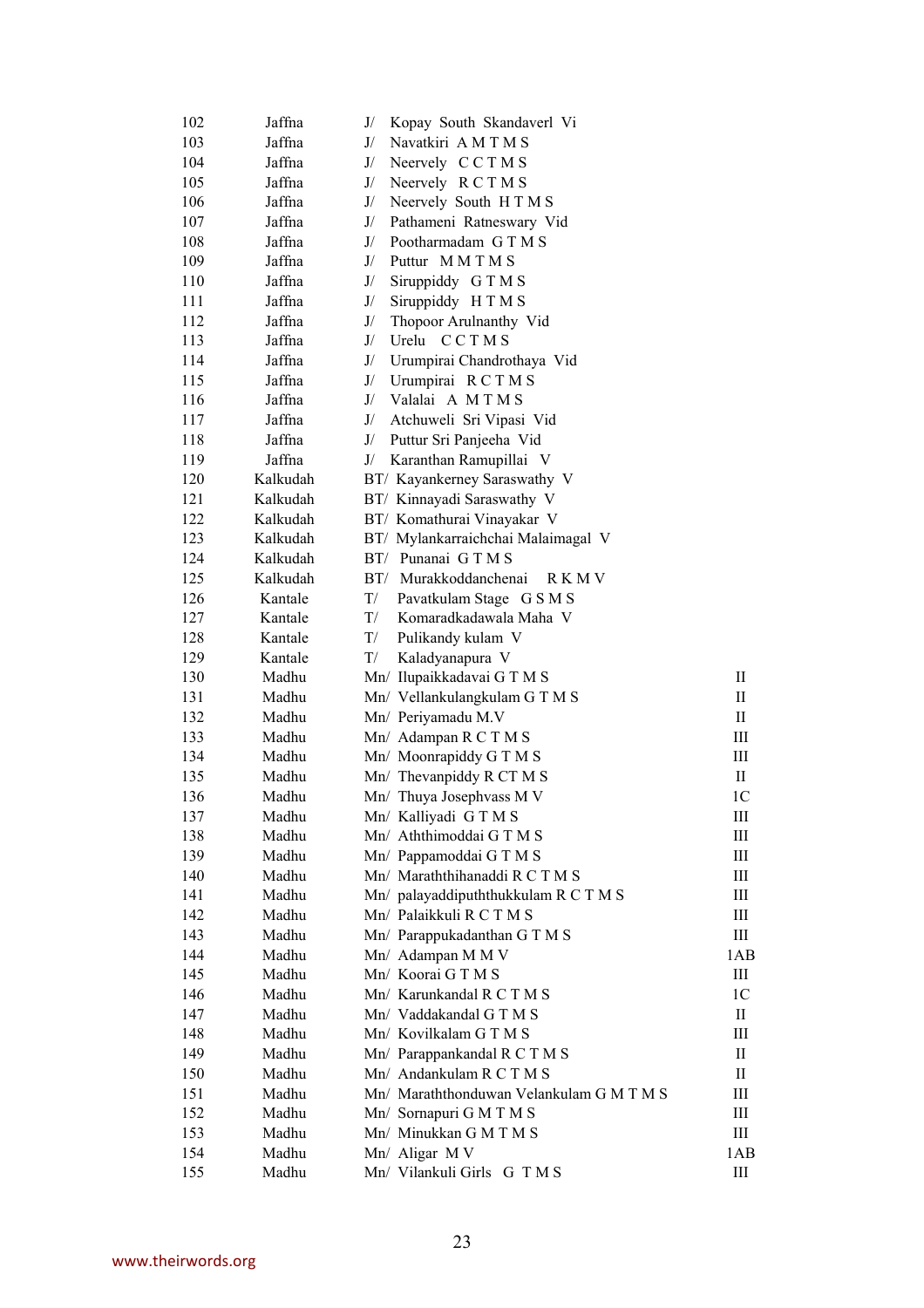| | | | |
|---|---|---|---|
| 102 | Jaffna | J/ Kopay South Skandaverl Vi | |
| 103 | Jaffna | J/ Navatkiri A M T M S | |
| 104 | Jaffna | J/ Neervely C C T M S | |
| 105 | Jaffna | J/ Neervely R C T M S | |
| 106 | Jaffna | J/ Neervely South H T M S | |
| 107 | Jaffna | J/ Pathameni Ratneswary Vid | |
| 108 | Jaffna | J/ Pootharmadam G T M S | |
| 109 | Jaffna | J/ Puttur M M T M S | |
| 110 | Jaffna | J/ Siruppiddy G T M S | |
| 111 | Jaffna | J/ Siruppiddy H T M S | |
| 112 | Jaffna | J/ Thopoor Arulnanthy Vid | |
| 113 | Jaffna | J/ Urelu C C T M S | |
| 114 | Jaffna | J/ Urumpirai Chandrothaya Vid | |
| 115 | Jaffna | J/ Urumpirai R C T M S | |
| 116 | Jaffna | J/ Valalai A M T M S | |
| 117 | Jaffna | J/ Atchuweli Sri Vipasi Vid | |
| 118 | Jaffna | J/ Puttur Sri Panjeeha Vid | |
| 119 | Jaffna | J/ Karanthan Ramupillai V | |
| 120 | Kalkudah | BT/ Kayankerney Saraswathy V | |
| 121 | Kalkudah | BT/ Kinnayadi Saraswathy V | |
| 122 | Kalkudah | BT/ Komathurai Vinayakar V | |
| 123 | Kalkudah | BT/ Mylankarraichchai Malaimagal V | |
| 124 | Kalkudah | BT/ Punanai G T M S | |
| 125 | Kalkudah | BT/ Murakkoddanchenai R K M V | |
| 126 | Kantale | T/ Pavatkulam Stage G S M S | |
| 127 | Kantale | T/ Komaradkadawala Maha V | |
| 128 | Kantale | T/ Pulikandy kulam V | |
| 129 | Kantale | T/ Kaladyanapura V | |
| 130 | Madhu | Mn/ Ilupaikkadavai G T M S | II |
| 131 | Madhu | Mn/ Vellankulangkulam G T M S | II |
| 132 | Madhu | Mn/ Periyamadu M.V | II |
| 133 | Madhu | Mn/ Adampan R C T M S | III |
| 134 | Madhu | Mn/ Moonrapiddy G T M S | III |
| 135 | Madhu | Mn/ Thevanpiddy R CT M S | II |
| 136 | Madhu | Mn/ Thuya Josephvass M V | 1C |
| 137 | Madhu | Mn/ Kalliyadi G T M S | III |
| 138 | Madhu | Mn/ Aththimoddai G T M S | III |
| 139 | Madhu | Mn/ Pappamoddai G T M S | III |
| 140 | Madhu | Mn/ Maraththihanaddi R C T M S | III |
| 141 | Madhu | Mn/ palayaddipuththukkulam R C T M S | III |
| 142 | Madhu | Mn/ Palaikkuli R C T M S | III |
| 143 | Madhu | Mn/ Parappukadanthan G T M S | III |
| 144 | Madhu | Mn/ Adampan M M V | 1AB |
| 145 | Madhu | Mn/ Koorai G T M S | III |
| 146 | Madhu | Mn/ Karunkandal R C T M S | 1C |
| 147 | Madhu | Mn/ Vaddakandal G T M S | II |
| 148 | Madhu | Mn/ Kovilkalam G T M S | III |
| 149 | Madhu | Mn/ Parappankandal R C T M S | II |
| 150 | Madhu | Mn/ Andankulam R C T M S | II |
| 151 | Madhu | Mn/ Maraththonduwan Velankulam G M T M S | III |
| 152 | Madhu | Mn/ Sornapuri G M T M S | III |
| 153 | Madhu | Mn/ Minukkan G M T M S | III |
| 154 | Madhu | Mn/ Aligar M V | 1AB |
| 155 | Madhu | Mn/ Vilankuli Girls G T M S | III |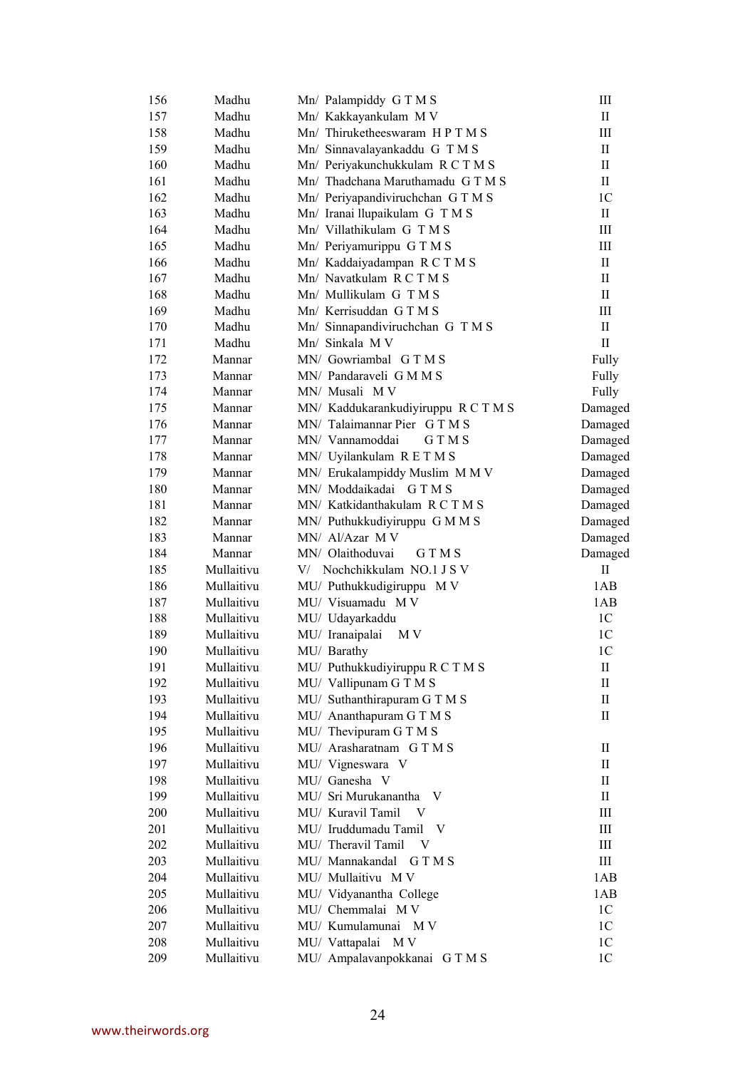| | | | |
|---|---|---|---|
| 156 | Madhu | Mn/ Palampiddy G T M S | III |
| 157 | Madhu | Mn/ Kakkayankulam M V | II |
| 158 | Madhu | Mn/ Thiruketheeswaram H P T M S | III |
| 159 | Madhu | Mn/ Sinnavalayankaddu G T M S | II |
| 160 | Madhu | Mn/ Periyakunchukkulam R C T M S | II |
| 161 | Madhu | Mn/ Thadchana Maruthamadu G T M S | II |
| 162 | Madhu | Mn/ Periyapandiviruchchan G T M S | 1C |
| 163 | Madhu | Mn/ Iranai Ilupaikulam G T M S | II |
| 164 | Madhu | Mn/ Villathikulam G T M S | III |
| 165 | Madhu | Mn/ Periyamurippu G T M S | III |
| 166 | Madhu | Mn/ Kaddaiyadampan R C T M S | II |
| 167 | Madhu | Mn/ Navatkulam R C T M S | II |
| 168 | Madhu | Mn/ Mullikulam G T M S | II |
| 169 | Madhu | Mn/ Kerrisuddan G T M S | III |
| 170 | Madhu | Mn/ Sinnapandiviruchchan G T M S | II |
| 171 | Madhu | Mn/ Sinkala M V | II |
| 172 | Mannar | MN/ Gowriambal G T M S | Fully |
| 173 | Mannar | MN/ Pandaraveli G M M S | Fully |
| 174 | Mannar | MN/ Musali M V | Fully |
| 175 | Mannar | MN/ Kaddukarankudiyiruppu R C T M S | Damaged |
| 176 | Mannar | MN/ Talaimannar Pier G T M S | Damaged |
| 177 | Mannar | MN/ Vannamoddai G T M S | Damaged |
| 178 | Mannar | MN/ Uyilankulam R E T M S | Damaged |
| 179 | Mannar | MN/ Erukalampiddy Muslim M M V | Damaged |
| 180 | Mannar | MN/ Moddaikadai G T M S | Damaged |
| 181 | Mannar | MN/ Katkidanthakulam R C T M S | Damaged |
| 182 | Mannar | MN/ Puthukkudiyiruppu G M M S | Damaged |
| 183 | Mannar | MN/ Al/Azar M V | Damaged |
| 184 | Mannar | MN/ Olaithoduvai G T M S | Damaged |
| 185 | Mullaitivu | V/ Nochchikkulam NO.1 J S V | II |
| 186 | Mullaitivu | MU/ Puthukkudigiruppu M V | 1AB |
| 187 | Mullaitivu | MU/ Visuamadu M V | 1AB |
| 188 | Mullaitivu | MU/ Udayarkaddu | 1C |
| 189 | Mullaitivu | MU/ Iranaipalai M V | 1C |
| 190 | Mullaitivu | MU/ Barathy | 1C |
| 191 | Mullaitivu | MU/ Puthukkudiyiruppu R C T M S | II |
| 192 | Mullaitivu | MU/ Vallipunam G T M S | II |
| 193 | Mullaitivu | MU/ Suthanthirapuram G T M S | II |
| 194 | Mullaitivu | MU/ Ananthapuram G T M S | II |
| 195 | Mullaitivu | MU/ Thevipuram G T M S | |
| 196 | Mullaitivu | MU/ Arasharatnam G T M S | II |
| 197 | Mullaitivu | MU/ Vigneswara V | II |
| 198 | Mullaitivu | MU/ Ganesha V | II |
| 199 | Mullaitivu | MU/ Sri Murukanantha V | II |
| 200 | Mullaitivu | MU/ Kuravil Tamil V | III |
| 201 | Mullaitivu | MU/ Iruddumadu Tamil V | III |
| 202 | Mullaitivu | MU/ Theravil Tamil V | III |
| 203 | Mullaitivu | MU/ Mannakandal G T M S | III |
| 204 | Mullaitivu | MU/ Mullaitivu M V | 1AB |
| 205 | Mullaitivu | MU/ Vidyanantha College | 1AB |
| 206 | Mullaitivu | MU/ Chemmalai M V | 1C |
| 207 | Mullaitivu | MU/ Kumulamunai M V | 1C |
| 208 | Mullaitivu | MU/ Vattapalai M V | 1C |
| 209 | Mullaitivu | MU/ Ampalavanpokkanai G T M S | 1C |

www.theirwords.org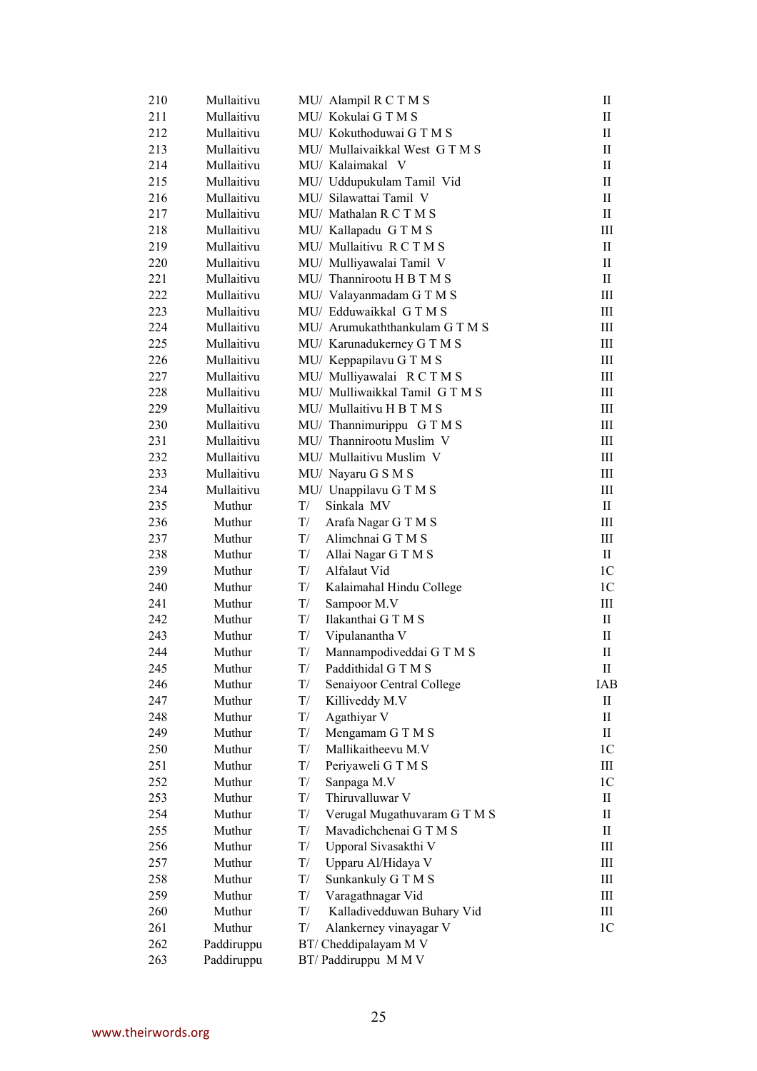| | | | |
|---|---|---|---|
| 210 | Mullaitivu | MU/ Alampil R C T M S | II |
| 211 | Mullaitivu | MU/ Kokulai G T M S | II |
| 212 | Mullaitivu | MU/ Kokuthoduwai G T M S | II |
| 213 | Mullaitivu | MU/ Mullaivaikkal West G T M S | II |
| 214 | Mullaitivu | MU/ Kalaimakal V | II |
| 215 | Mullaitivu | MU/ Uddupukulam Tamil Vid | II |
| 216 | Mullaitivu | MU/ Silawattai Tamil V | II |
| 217 | Mullaitivu | MU/ Mathalan R C T M S | II |
| 218 | Mullaitivu | MU/ Kallapadu G T M S | III |
| 219 | Mullaitivu | MU/ Mullaitivu R C T M S | II |
| 220 | Mullaitivu | MU/ Mulliyawalai Tamil V | II |
| 221 | Mullaitivu | MU/ Thannirootu H B T M S | II |
| 222 | Mullaitivu | MU/ Valayanmadam G T M S | III |
| 223 | Mullaitivu | MU/ Edduwaikkal G T M S | III |
| 224 | Mullaitivu | MU/ Arumukaththankulam G T M S | III |
| 225 | Mullaitivu | MU/ Karunadukerney G T M S | III |
| 226 | Mullaitivu | MU/ Keppapilavu G T M S | III |
| 227 | Mullaitivu | MU/ Mulliyawalai R C T M S | III |
| 228 | Mullaitivu | MU/ Mulliwaikkal Tamil G T M S | III |
| 229 | Mullaitivu | MU/ Mullaitivu H B T M S | III |
| 230 | Mullaitivu | MU/ Thannimurippu G T M S | III |
| 231 | Mullaitivu | MU/ Thannirootu Muslim V | III |
| 232 | Mullaitivu | MU/ Mullaitivu Muslim V | III |
| 233 | Mullaitivu | MU/ Nayaru G S M S | III |
| 234 | Mullaitivu | MU/ Unappilavu G T M S | III |
| 235 | Muthur | T/ Sinkala MV | II |
| 236 | Muthur | T/ Arafa Nagar G T M S | III |
| 237 | Muthur | T/ Alimchnai G T M S | III |
| 238 | Muthur | T/ Allai Nagar G T M S | II |
| 239 | Muthur | T/ Alfalaut Vid | 1C |
| 240 | Muthur | T/ Kalaimahal Hindu College | 1C |
| 241 | Muthur | T/ Sampoor M.V | III |
| 242 | Muthur | T/ Ilakanthai G T M S | II |
| 243 | Muthur | T/ Vipulanantha V | II |
| 244 | Muthur | T/ Mannampodiveddai G T M S | II |
| 245 | Muthur | T/ Paddithidal G T M S | II |
| 246 | Muthur | T/ Senaiyoor Central College | IAB |
| 247 | Muthur | T/ Killiveddy M.V | II |
| 248 | Muthur | T/ Agathiyar V | II |
| 249 | Muthur | T/ Mengamam G T M S | II |
| 250 | Muthur | T/ Mallikaitheevu M.V | 1C |
| 251 | Muthur | T/ Periyaweli G T M S | III |
| 252 | Muthur | T/ Sanpaga M.V | 1C |
| 253 | Muthur | T/ Thiruvalluwar V | II |
| 254 | Muthur | T/ Verugal Mugathuvaram G T M S | II |
| 255 | Muthur | T/ Mavadichchenai G T M S | II |
| 256 | Muthur | T/ Upporal Sivasakthi V | III |
| 257 | Muthur | T/ Upparu Al/Hidaya V | III |
| 258 | Muthur | T/ Sunkankuly G T M S | III |
| 259 | Muthur | T/ Varagathnagar Vid | III |
| 260 | Muthur | T/ Kalladivedduwan Buhary Vid | III |
| 261 | Muthur | T/ Alankerney vinayagar V | 1C |
| 262 | Paddiruppu | BT/ Cheddipalayam M V | |
| 263 | Paddiruppu | BT/ Paddiruppu M M V | |

www.theirwords.org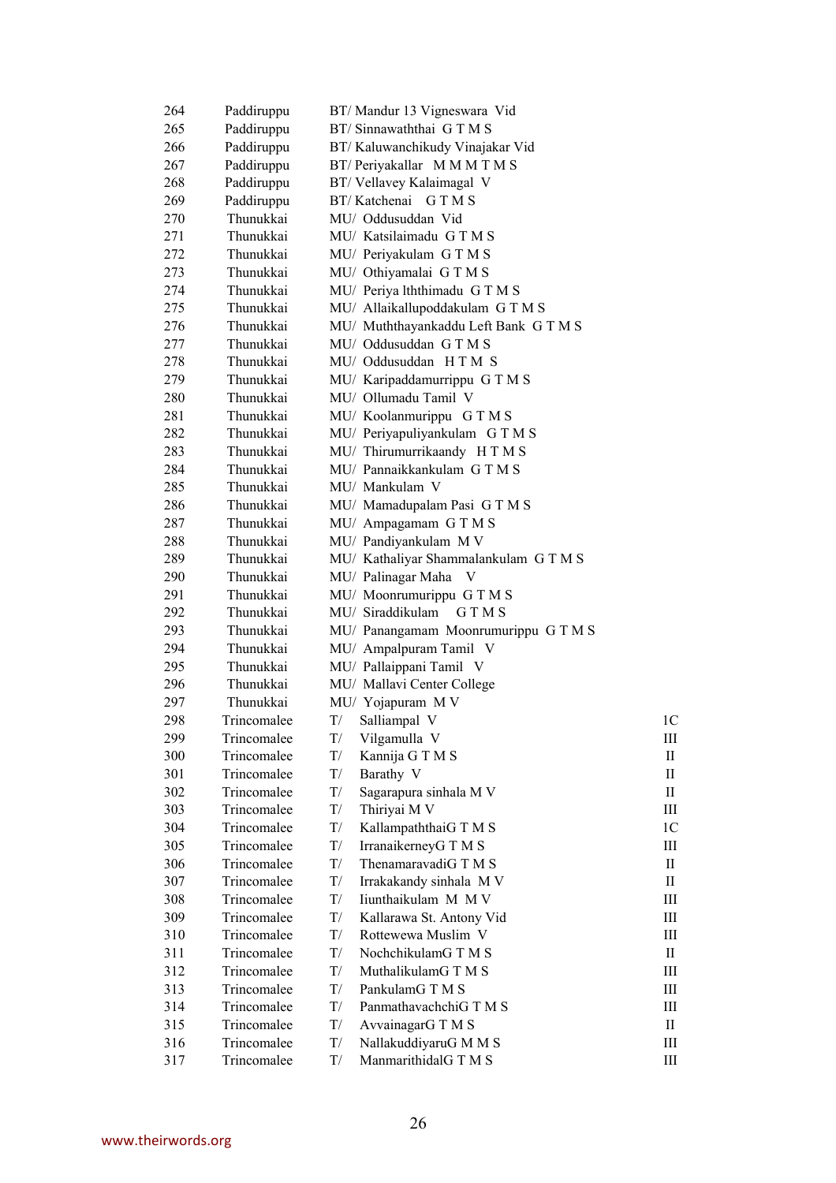| | | | |
|---|---|---|---|
| 264 | Paddiruppu | BT/ Mandur 13 Vigneswara Vid | |
| 265 | Paddiruppu | BT/ Sinnawaththai G T M S | |
| 266 | Paddiruppu | BT/ Kaluwanchikudy Vinajakar Vid | |
| 267 | Paddiruppu | BT/ Periyakallar M M M T M S | |
| 268 | Paddiruppu | BT/ Vellavey Kalaimagal V | |
| 269 | Paddiruppu | BT/ Katchenai G T M S | |
| 270 | Thunukkai | MU/ Oddusuddan Vid | |
| 271 | Thunukkai | MU/ Katsilaimadu G T M S | |
| 272 | Thunukkai | MU/ Periyakulam G T M S | |
| 273 | Thunukkai | MU/ Othiyamalai G T M S | |
| 274 | Thunukkai | MU/ Periya lththimadu G T M S | |
| 275 | Thunukkai | MU/ Allaikallupoddakulam G T M S | |
| 276 | Thunukkai | MU/ Muththayankaddu Left Bank G T M S | |
| 277 | Thunukkai | MU/ Oddusuddan G T M S | |
| 278 | Thunukkai | MU/ Oddusuddan H T M S | |
| 279 | Thunukkai | MU/ Karipaddamurrippu G T M S | |
| 280 | Thunukkai | MU/ Ollumadu Tamil V | |
| 281 | Thunukkai | MU/ Koolanmurippu G T M S | |
| 282 | Thunukkai | MU/ Periyapuliyankulam G T M S | |
| 283 | Thunukkai | MU/ Thirumurrikaandy H T M S | |
| 284 | Thunukkai | MU/ Pannaikkankulam G T M S | |
| 285 | Thunukkai | MU/ Mankulam V | |
| 286 | Thunukkai | MU/ Mamadupalam Pasi G T M S | |
| 287 | Thunukkai | MU/ Ampagamam G T M S | |
| 288 | Thunukkai | MU/ Pandiyankulam M V | |
| 289 | Thunukkai | MU/ Kathaliyar Shammalankulam G T M S | |
| 290 | Thunukkai | MU/ Palinagar Maha V | |
| 291 | Thunukkai | MU/ Moonrumurippu G T M S | |
| 292 | Thunukkai | MU/ Siraddikulam G T M S | |
| 293 | Thunukkai | MU/ Panangamam Moonrumurippu G T M S | |
| 294 | Thunukkai | MU/ Ampalpuram Tamil V | |
| 295 | Thunukkai | MU/ Pallaippani Tamil V | |
| 296 | Thunukkai | MU/ Mallavi Center College | |
| 297 | Thunukkai | MU/ Yojapuram M V | |
| 298 | Trincomalee | T/ Salliampal V | 1C |
| 299 | Trincomalee | T/ Vilgamulla V | III |
| 300 | Trincomalee | T/ Kannija G T M S | II |
| 301 | Trincomalee | T/ Barathy V | II |
| 302 | Trincomalee | T/ Sagarapura sinhala M V | II |
| 303 | Trincomalee | T/ Thiriyai M V | III |
| 304 | Trincomalee | T/ KallampaththaiG T M S | 1C |
| 305 | Trincomalee | T/ IrranaikerneyG T M S | III |
| 306 | Trincomalee | T/ ThenamaravadiG T M S | II |
| 307 | Trincomalee | T/ Irrakakandy sinhala M V | II |
| 308 | Trincomalee | T/ Iiunthaikulam M M V | III |
| 309 | Trincomalee | T/ Kallarawa St. Antony Vid | III |
| 310 | Trincomalee | T/ Rottewewa Muslim V | III |
| 311 | Trincomalee | T/ NochchikulamG T M S | II |
| 312 | Trincomalee | T/ MuthalikulamG T M S | III |
| 313 | Trincomalee | T/ PankulamG T M S | III |
| 314 | Trincomalee | T/ PanmathavachchiG T M S | III |
| 315 | Trincomalee | T/ AvvainagarG T M S | II |
| 316 | Trincomalee | T/ NallakuddiyaruG M M S | III |
| 317 | Trincomalee | T/ ManmarithidalG T M S | III |

www.theirwords.org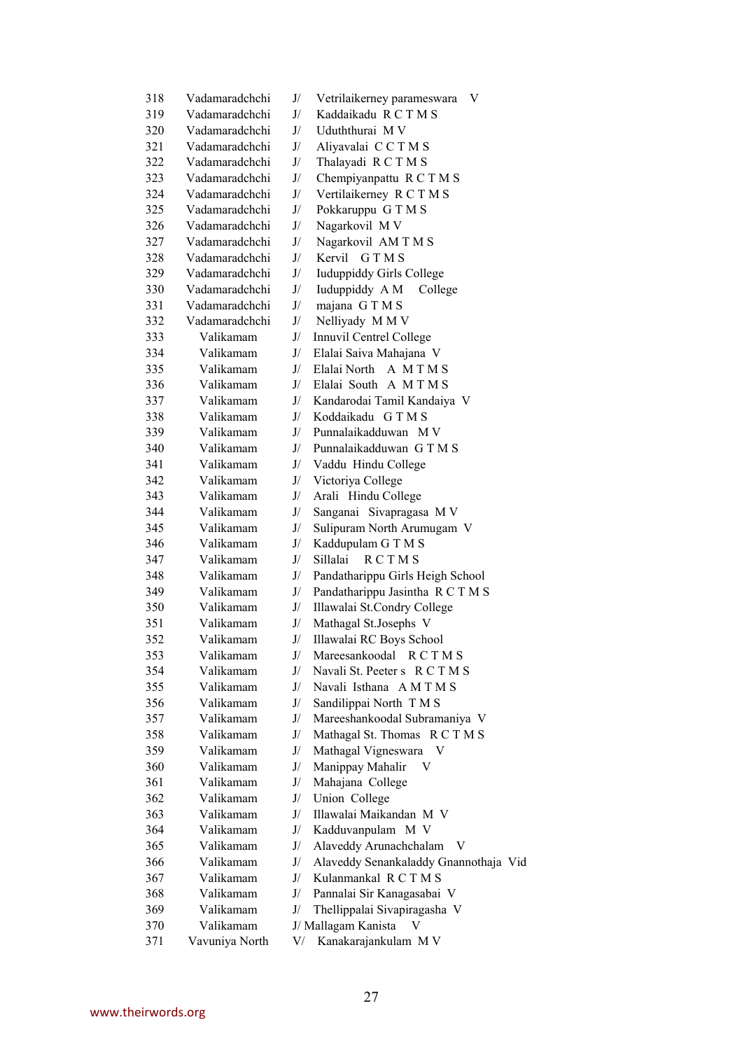| | | | |
|---|---|---|---|
| 318 | Vadamaradchchi | J/ | Vetrilaikerney parameswara V |
| 319 | Vadamaradchchi | J/ | Kaddaikadu R C T M S |
| 320 | Vadamaradchchi | J/ | Uduththurai M V |
| 321 | Vadamaradchchi | J/ | Aliyavalai C C T M S |
| 322 | Vadamaradchchi | J/ | Thalayadi R C T M S |
| 323 | Vadamaradchchi | J/ | Chempiyanpattu R C T M S |
| 324 | Vadamaradchchi | J/ | Vertilaikerney R C T M S |
| 325 | Vadamaradchchi | J/ | Pokkaruppu G T M S |
| 326 | Vadamaradchchi | J/ | Nagarkovil M V |
| 327 | Vadamaradchchi | J/ | Nagarkovil AM T M S |
| 328 | Vadamaradchchi | J/ | Kervil G T M S |
| 329 | Vadamaradchchi | J/ | Iuduppiddy Girls College |
| 330 | Vadamaradchchi | J/ | Iuduppiddy A M College |
| 331 | Vadamaradchchi | J/ | majana G T M S |
| 332 | Vadamaradchchi | J/ | Nelliyady M M V |
| 333 | Valikamam | J/ | Innuvil Centrel College |
| 334 | Valikamam | J/ | Elalai Saiva Mahajana V |
| 335 | Valikamam | J/ | Elalai North A M T M S |
| 336 | Valikamam | J/ | Elalai South A M T M S |
| 337 | Valikamam | J/ | Kandarodai Tamil Kandaiya V |
| 338 | Valikamam | J/ | Koddaikadu G T M S |
| 339 | Valikamam | J/ | Punnalaikadduwan M V |
| 340 | Valikamam | J/ | Punnalaikadduwan G T M S |
| 341 | Valikamam | J/ | Vaddu Hindu College |
| 342 | Valikamam | J/ | Victoriya College |
| 343 | Valikamam | J/ | Arali Hindu College |
| 344 | Valikamam | J/ | Sanganai Sivapragasa M V |
| 345 | Valikamam | J/ | Sulipuram North Arumugam V |
| 346 | Valikamam | J/ | Kaddupulam G T M S |
| 347 | Valikamam | J/ | Sillalai R C T M S |
| 348 | Valikamam | J/ | Pandatharippu Girls Heigh School |
| 349 | Valikamam | J/ | Pandatharippu Jasintha R C T M S |
| 350 | Valikamam | J/ | Illawalai St.Condry College |
| 351 | Valikamam | J/ | Mathagal St.Josephs V |
| 352 | Valikamam | J/ | Illawalai RC Boys School |
| 353 | Valikamam | J/ | Mareesankoodal R C T M S |
| 354 | Valikamam | J/ | Navali St. Peeter s R C T M S |
| 355 | Valikamam | J/ | Navali Isthana A M T M S |
| 356 | Valikamam | J/ | Sandilippai North T M S |
| 357 | Valikamam | J/ | Mareeshankoodal Subramaniya V |
| 358 | Valikamam | J/ | Mathagal St. Thomas R C T M S |
| 359 | Valikamam | J/ | Mathagal Vigneswara V |
| 360 | Valikamam | J/ | Manippay Mahalir V |
| 361 | Valikamam | J/ | Mahajana College |
| 362 | Valikamam | J/ | Union College |
| 363 | Valikamam | J/ | Illawalai Maikandan M V |
| 364 | Valikamam | J/ | Kadduvanpulam M V |
| 365 | Valikamam | J/ | Alaveddy Arunachchalam V |
| 366 | Valikamam | J/ | Alaveddy Senankaladdy Gnannothaja Vid |
| 367 | Valikamam | J/ | Kulanmankal R C T M S |
| 368 | Valikamam | J/ | Pannalai Sir Kanagasabai V |
| 369 | Valikamam | J/ | Thellippalai Sivapiragasha V |
| 370 | Valikamam | J/ | Mallagam Kanista V |
| 371 | Vavuniya North | V/ | Kanakarajankulam M V |

www.theirwords.org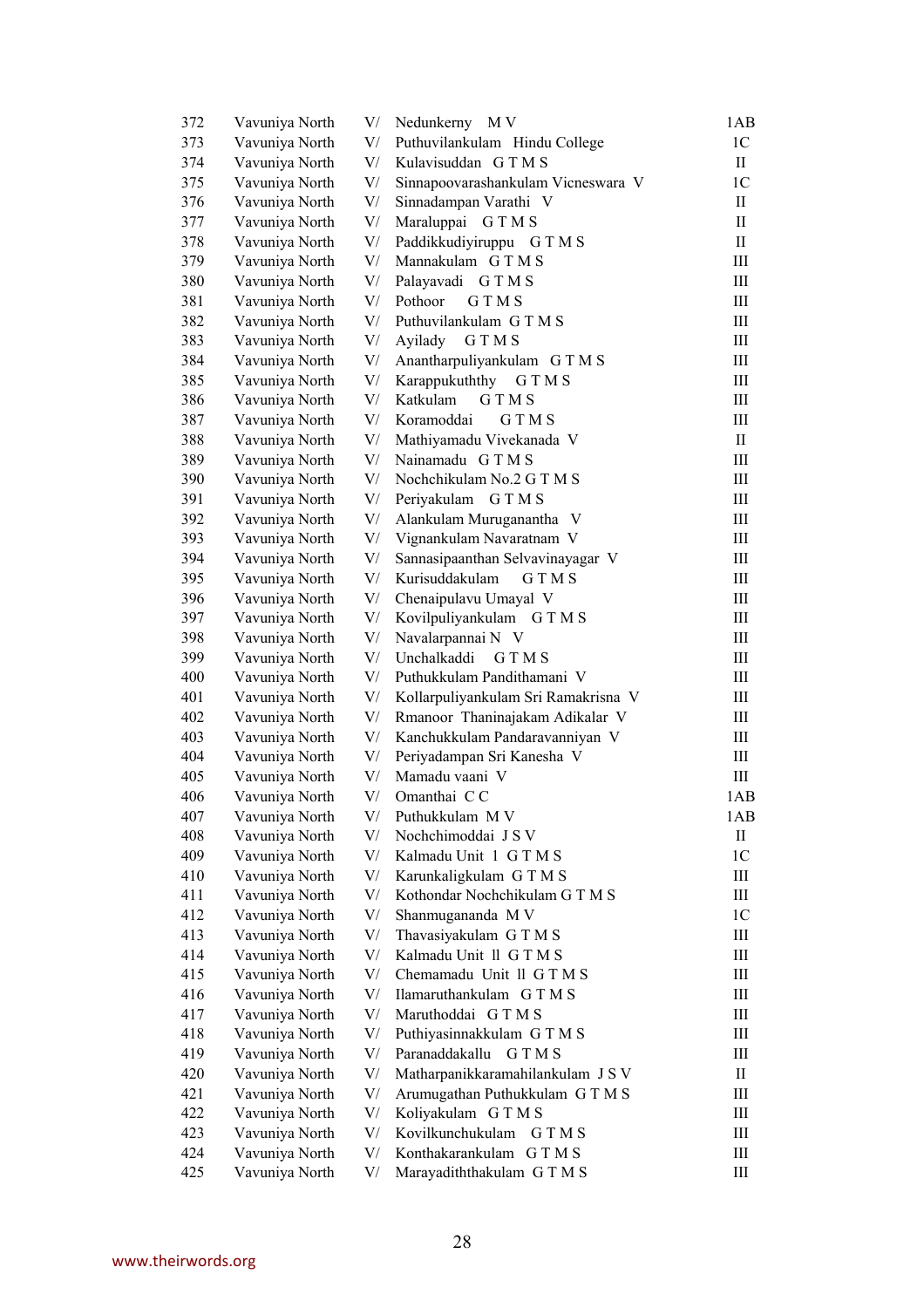| | | | | |
|---|---|---|---|---|
| 372 | Vavuniya North | V/ | Nedunkerny M V | 1AB |
| 373 | Vavuniya North | V/ | Puthuvilankulam Hindu College | 1C |
| 374 | Vavuniya North | V/ | Kulavisuddan G T M S | II |
| 375 | Vavuniya North | V/ | Sinnapoovarashankulam Vicneswara V | 1C |
| 376 | Vavuniya North | V/ | Sinnadampan Varathi V | II |
| 377 | Vavuniya North | V/ | Maraluppai G T M S | II |
| 378 | Vavuniya North | V/ | Paddikkudiyiruppu G T M S | II |
| 379 | Vavuniya North | V/ | Mannakulam G T M S | III |
| 380 | Vavuniya North | V/ | Palayavadi G T M S | III |
| 381 | Vavuniya North | V/ | Pothoor G T M S | III |
| 382 | Vavuniya North | V/ | Puthuvilankulam G T M S | III |
| 383 | Vavuniya North | V/ | Ayilady G T M S | III |
| 384 | Vavuniya North | V/ | Ananthарpuliyankulam G T M S | III |
| 385 | Vavuniya North | V/ | Karappukuththy G T M S | III |
| 386 | Vavuniya North | V/ | Katkulam G T M S | III |
| 387 | Vavuniya North | V/ | Koramoddai G T M S | III |
| 388 | Vavuniya North | V/ | Mathiyamadu Vivekanada V | II |
| 389 | Vavuniya North | V/ | Nainamadu G T M S | III |
| 390 | Vavuniya North | V/ | Nochchikulam No.2 G T M S | III |
| 391 | Vavuniya North | V/ | Periyakulam G T M S | III |
| 392 | Vavuniya North | V/ | Alankulam Murugananthа V | III |
| 393 | Vavuniya North | V/ | Vignankulam Navaratnam V | III |
| 394 | Vavuniya North | V/ | Sannasipaanthan Selvavinayagar V | III |
| 395 | Vavuniya North | V/ | Kurisuddakulam G T M S | III |
| 396 | Vavuniya North | V/ | Chenaipulavu Umayal V | III |
| 397 | Vavuniya North | V/ | Kovilpuliyankulam G T M S | III |
| 398 | Vavuniya North | V/ | Navalarpannai N V | III |
| 399 | Vavuniya North | V/ | Unchalkaddi G T M S | III |
| 400 | Vavuniya North | V/ | Puthukkulam Pandithamani V | III |
| 401 | Vavuniya North | V/ | Kollarpuliyankulam Sri Ramakrisna V | III |
| 402 | Vavuniya North | V/ | Rmanoor Thaninajakam Adikalar V | III |
| 403 | Vavuniya North | V/ | Kanchukkulam Pandaravanniyan V | III |
| 404 | Vavuniya North | V/ | Periyadampan Sri Kanesha V | III |
| 405 | Vavuniya North | V/ | Mamadu vaani V | III |
| 406 | Vavuniya North | V/ | Omanthai C C | 1AB |
| 407 | Vavuniya North | V/ | Puthukkulam M V | 1AB |
| 408 | Vavuniya North | V/ | Nochchimoddai J S V | II |
| 409 | Vavuniya North | V/ | Kalmadu Unit 1 G T M S | 1C |
| 410 | Vavuniya North | V/ | Karunkaligkulam G T M S | III |
| 411 | Vavuniya North | V/ | Kothondar Nochchikulam G T M S | III |
| 412 | Vavuniya North | V/ | Shanmugananda M V | 1C |
| 413 | Vavuniya North | V/ | Thavasiyakulam G T M S | III |
| 414 | Vavuniya North | V/ | Kalmadu Unit ll G T M S | III |
| 415 | Vavuniya North | V/ | Chemamadu Unit ll G T M S | III |
| 416 | Vavuniya North | V/ | Ilamaruthankulam G T M S | III |
| 417 | Vavuniya North | V/ | Maruthoddai G T M S | III |
| 418 | Vavuniya North | V/ | Puthiyasinnakkulam G T M S | III |
| 419 | Vavuniya North | V/ | Paranaddakallu G T M S | III |
| 420 | Vavuniya North | V/ | Matharpanikkaramahilankulam J S V | II |
| 421 | Vavuniya North | V/ | Arumugathan Puthukkulam G T M S | III |
| 422 | Vavuniya North | V/ | Koliyakulam G T M S | III |
| 423 | Vavuniya North | V/ | Kovilkunchukulam G T M S | III |
| 424 | Vavuniya North | V/ | Konthakarankulam G T M S | III |
| 425 | Vavuniya North | V/ | Marayadiththakulam G T M S | III |

www.theirwords.org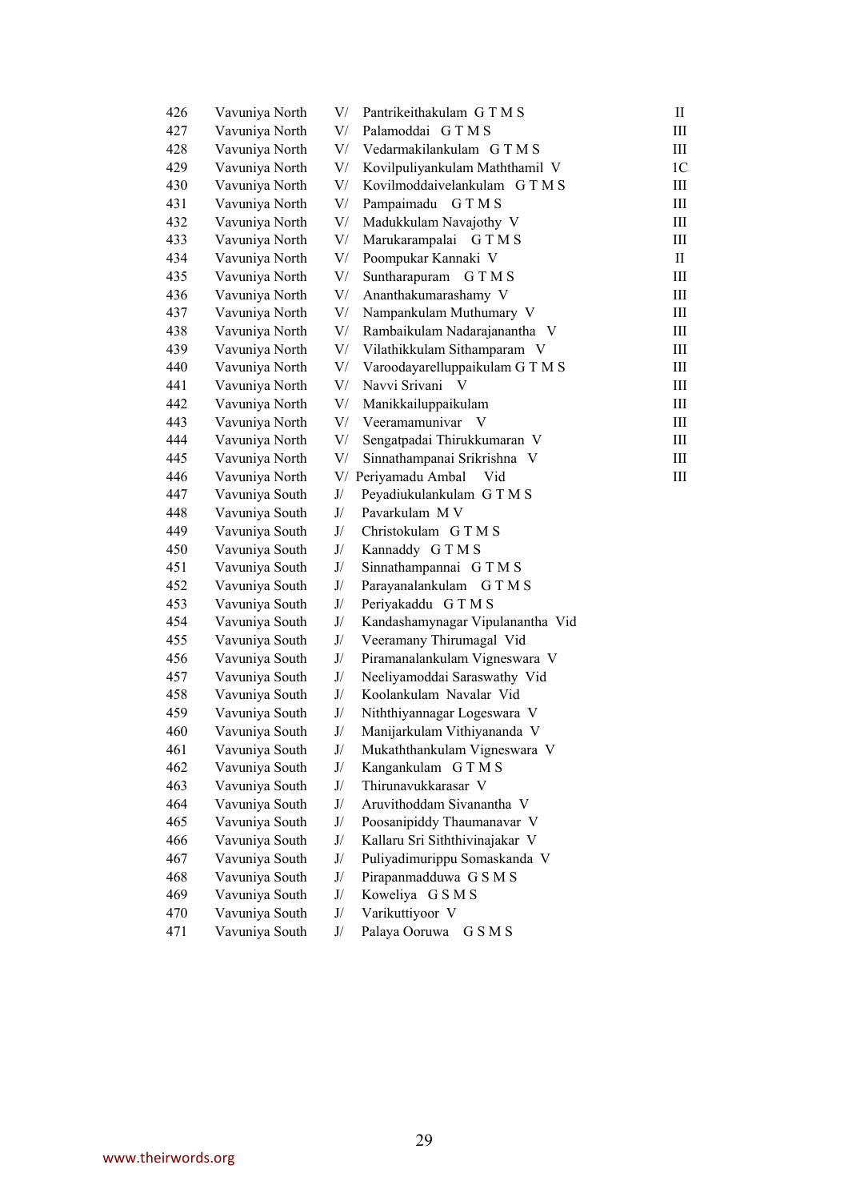| | | | | |
|---|---|---|---|---|
| 426 | Vavuniya North | V/ | Pantrikeithakulam G T M S | II |
| 427 | Vavuniya North | V/ | Palamoddai G T M S | III |
| 428 | Vavuniya North | V/ | Vedarmakilankulam G T M S | III |
| 429 | Vavuniya North | V/ | Kovilpuliyankulam Maththamil V | 1C |
| 430 | Vavuniya North | V/ | Kovilmoddaivelankulam G T M S | III |
| 431 | Vavuniya North | V/ | Pampaimadu G T M S | III |
| 432 | Vavuniya North | V/ | Madukkulam Navajothy V | III |
| 433 | Vavuniya North | V/ | Marukarampalai G T M S | III |
| 434 | Vavuniya North | V/ | Poompukar Kannaki V | II |
| 435 | Vavuniya North | V/ | Suntharapuram G T M S | III |
| 436 | Vavuniya North | V/ | Ananthakumarashamy V | III |
| 437 | Vavuniya North | V/ | Nampankulam Muthumary V | III |
| 438 | Vavuniya North | V/ | Rambaikulam Nadarajanantha V | III |
| 439 | Vavuniya North | V/ | Vilathikkulam Sithamparam V | III |
| 440 | Vavuniya North | V/ | Varoodayarelluppaikulam G T M S | III |
| 441 | Vavuniya North | V/ | Navvi Srivani V | III |
| 442 | Vavuniya North | V/ | Manikkailuppaikulam | III |
| 443 | Vavuniya North | V/ | Veeramamunivar V | III |
| 444 | Vavuniya North | V/ | Sengatpadai Thirukkumaran V | III |
| 445 | Vavuniya North | V/ | Sinnathampanai Srikrishna V | III |
| 446 | Vavuniya North | V/ | Periyamadu Ambal Vid | III |
| 447 | Vavuniya South | J/ | Peyadiukulankulam G T M S | |
| 448 | Vavuniya South | J/ | Pavarkulam M V | |
| 449 | Vavuniya South | J/ | Christokulam G T M S | |
| 450 | Vavuniya South | J/ | Kannaddy G T M S | |
| 451 | Vavuniya South | J/ | Sinnathampannai G T M S | |
| 452 | Vavuniya South | J/ | Parayanalankulam G T M S | |
| 453 | Vavuniya South | J/ | Periyakaddu G T M S | |
| 454 | Vavuniya South | J/ | Kandashamynagar Vipulanantha Vid | |
| 455 | Vavuniya South | J/ | Veeramany Thirumagal Vid | |
| 456 | Vavuniya South | J/ | Piramanalankulam Vigneswara V | |
| 457 | Vavuniya South | J/ | Neeliyamoddai Saraswathy Vid | |
| 458 | Vavuniya South | J/ | Koolankulam Navalar Vid | |
| 459 | Vavuniya South | J/ | Niththiyannagar Logeswara V | |
| 460 | Vavuniya South | J/ | Manijarkulam Vithiyananda V | |
| 461 | Vavuniya South | J/ | Mukaththankulam Vigneswara V | |
| 462 | Vavuniya South | J/ | Kangankulam G T M S | |
| 463 | Vavuniya South | J/ | Thirunavukkarasar V | |
| 464 | Vavuniya South | J/ | Aruvithoddam Sivanantha V | |
| 465 | Vavuniya South | J/ | Poosanipiddy Thaumanavar V | |
| 466 | Vavuniya South | J/ | Kallaru Sri Siththivinajakar V | |
| 467 | Vavuniya South | J/ | Puliyadimurippu Somaskanda V | |
| 468 | Vavuniya South | J/ | Pirapanmadduwa G S M S | |
| 469 | Vavuniya South | J/ | Koweliya G S M S | |
| 470 | Vavuniya South | J/ | Varikuttiyoor V | |
| 471 | Vavuniya South | J/ | Palaya Ooruwa G S M S | |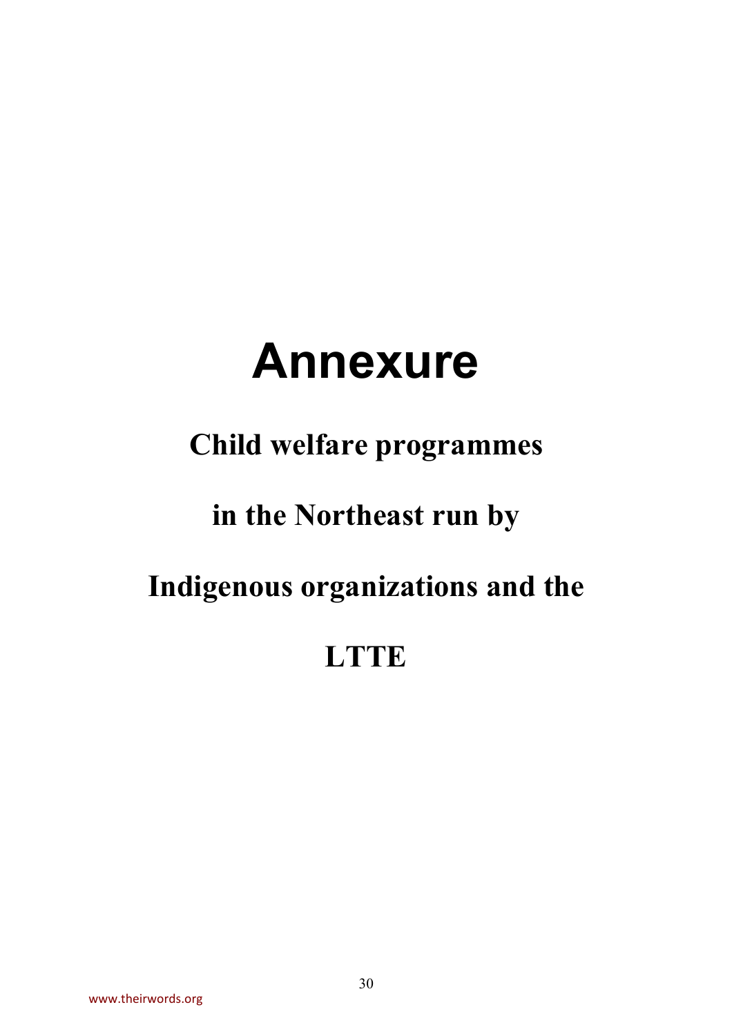# Annexure

## Child welfare programmes in the Northeast run by Indigenous organizations and the LTTE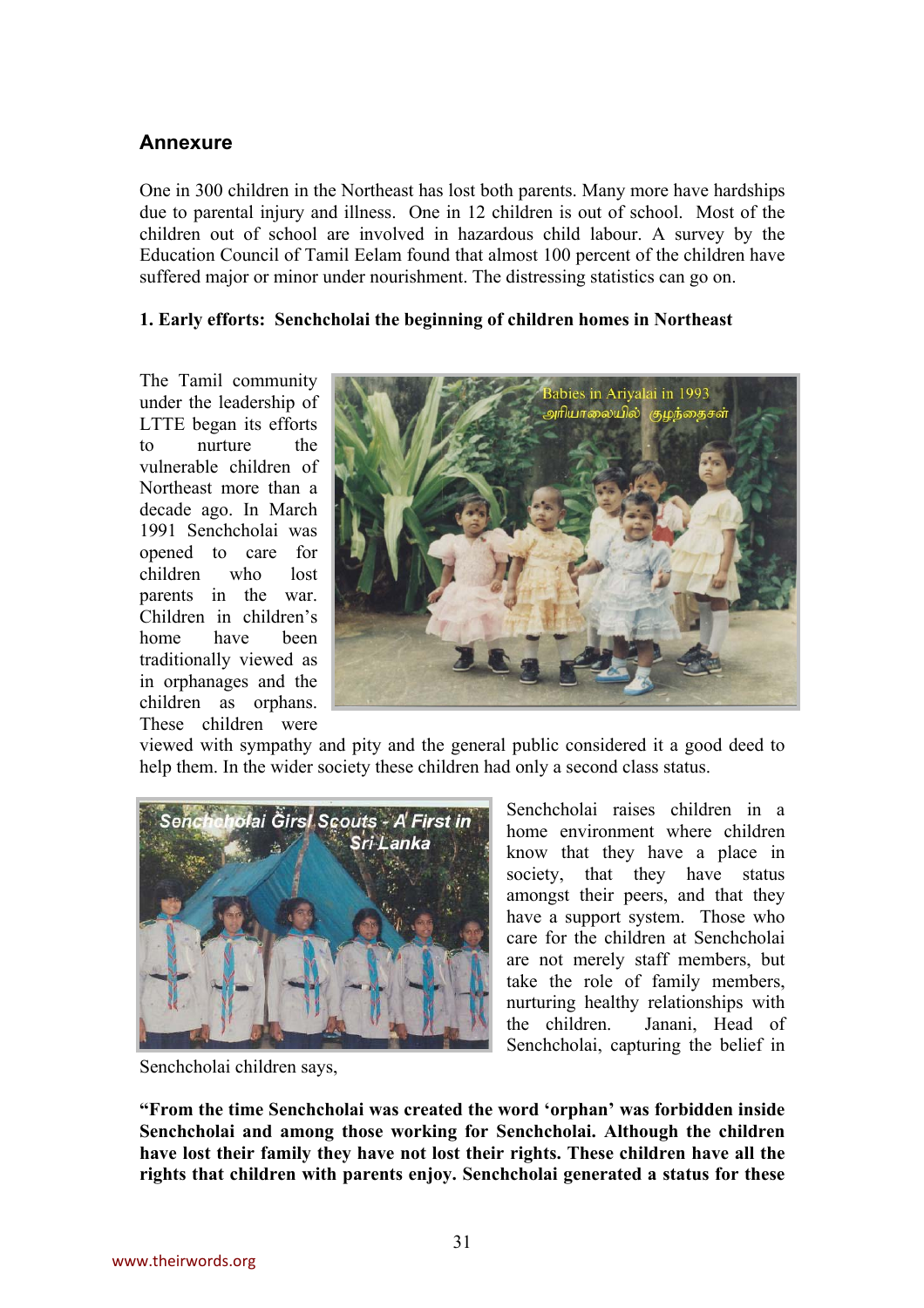## Annexure

One in 300 children in the Northeast has lost both parents. Many more have hardships due to parental injury and illness. One in 12 children is out of school. Most of the children out of school are involved in hazardous child labour. A survey by the Education Council of Tamil Eelam found that almost 100 percent of the children have suffered major or minor under nourishment. The distressing statistics can go on.

### 1. Early efforts: Senchcholai the beginning of children homes in Northeast

The Tamil community under the leadership of LTTE began its efforts to nurture the vulnerable children of Northeast more than a decade ago. In March 1991 Senchcholai was opened to care for children who lost parents in the war. Children in children's home have been traditionally viewed as in orphanages and the children as orphans. These children were viewed with sympathy and pity and the general public considered it a good deed to help them. In the wider society these children had only a second class status.

Senchcholai raises children in a home environment where children know that they have a place in society, that they have status amongst their peers, and that they have a support system. Those who care for the children at Senchcholai are not merely staff members, but take the role of family members, nurturing healthy relationships with the children. Janani, Head of Senchcholai, capturing the belief in Senchcholai children says,

**"From the time Senchcholai was created the word 'orphan' was forbidden inside Senchcholai and among those working for Senchcholai. Although the children have lost their family they have not lost their rights. These children have all the rights that children with parents enjoy. Senchcholai generated a status for these**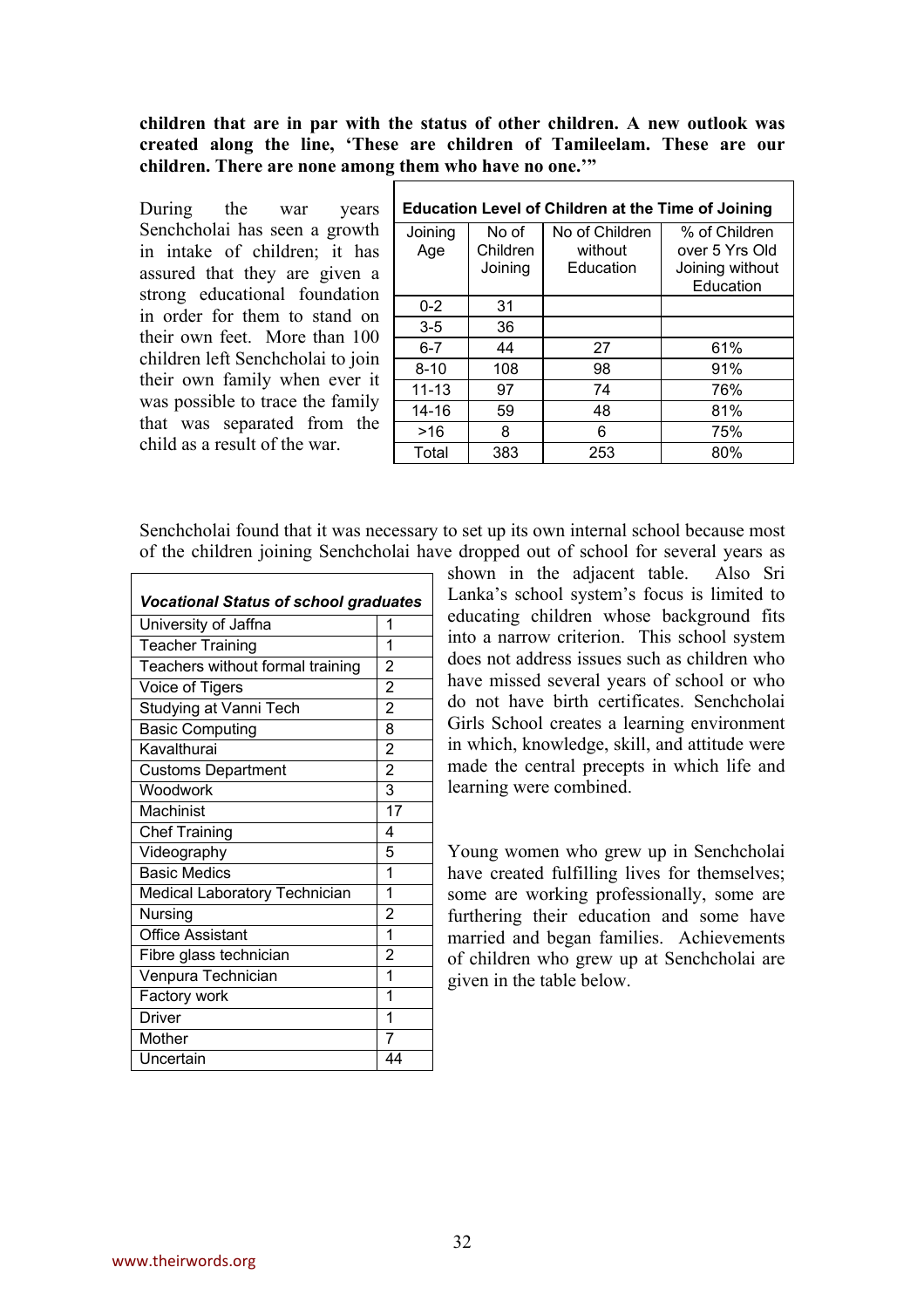**children that are in par with the status of other children. A new outlook was created along the line, 'These are children of Tamileelam. These are our children. There are none among them who have no one.'"**

During the war years Senchcholai has seen a growth in intake of children; it has assured that they are given a strong educational foundation in order for them to stand on their own feet. More than 100 children left Senchcholai to join their own family when ever it was possible to trace the family that was separated from the child as a result of the war.

**Education Level of Children at the Time of Joining**

| Joining Age | No of Children Joining | No of Children without Education | % of Children over 5 Yrs Old Joining without Education |
|---|---|---|---|
| 0-2 | 31 | | |
| 3-5 | 36 | | |
| 6-7 | 44 | 27 | 61% |
| 8-10 | 108 | 98 | 91% |
| 11-13 | 97 | 74 | 76% |
| 14-16 | 59 | 48 | 81% |
| >16 | 8 | 6 | 75% |
| Total | 383 | 253 | 80% |

Senchcholai found that it was necessary to set up its own internal school because most of the children joining Senchcholai have dropped out of school for several years as shown in the adjacent table. Also Sri Lanka's school system's focus is limited to educating children whose background fits into a narrow criterion. This school system does not address issues such as children who have missed several years of school or who do not have birth certificates. Senchcholai Girls School creates a learning environment in which, knowledge, skill, and attitude were made the central precepts in which life and learning were combined.

Young women who grew up in Senchcholai have created fulfilling lives for themselves; some are working professionally, some are furthering their education and some have married and began families. Achievements of children who grew up at Senchcholai are given in the table below.

***Vocational Status of school graduates***

| | |
|---|---|
| University of Jaffna | 1 |
| Teacher Training | 1 |
| Teachers without formal training | 2 |
| Voice of Tigers | 2 |
| Studying at Vanni Tech | 2 |
| Basic Computing | 8 |
| Kavalthurai | 2 |
| Customs Department | 2 |
| Woodwork | 3 |
| Machinist | 17 |
| Chef Training | 4 |
| Videography | 5 |
| Basic Medics | 1 |
| Medical Laboratory Technician | 1 |
| Nursing | 2 |
| Office Assistant | 1 |
| Fibre glass technician | 2 |
| Venpura Technician | 1 |
| Factory work | 1 |
| Driver | 1 |
| Mother | 7 |
| Uncertain | 44 |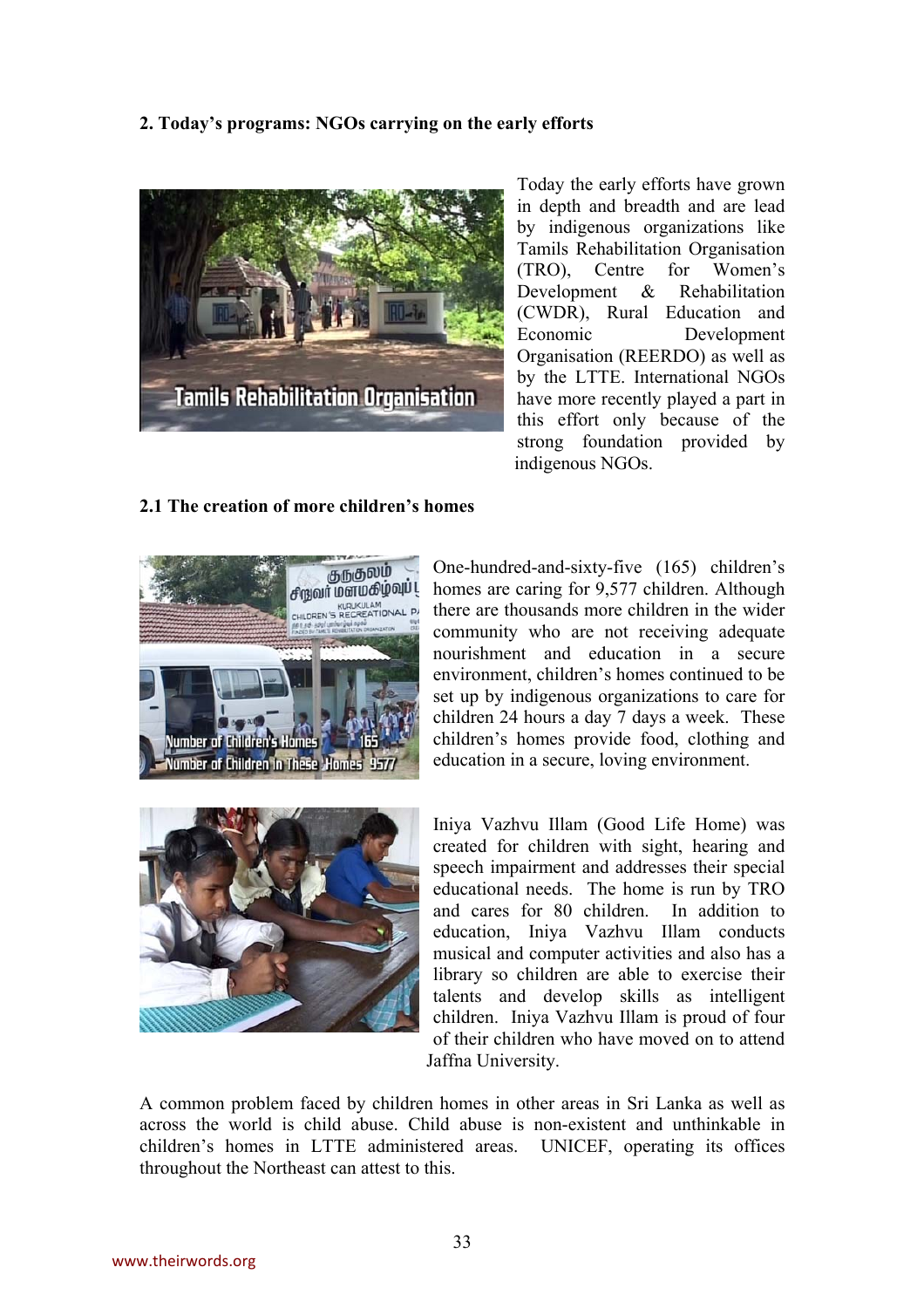## 2. Today's programs: NGOs carrying on the early efforts

Today the early efforts have grown in depth and breadth and are lead by indigenous organizations like Tamils Rehabilitation Organisation (TRO), Centre for Women's Development & Rehabilitation (CWDR), Rural Education and Economic Development Organisation (REERDO) as well as by the LTTE. International NGOs have more recently played a part in this effort only because of the strong foundation provided by indigenous NGOs.

### 2.1 The creation of more children's homes

One-hundred-and-sixty-five (165) children's homes are caring for 9,577 children. Although there are thousands more children in the wider community who are not receiving adequate nourishment and education in a secure environment, children's homes continued to be set up by indigenous organizations to care for children 24 hours a day 7 days a week. These children's homes provide food, clothing and education in a secure, loving environment.

Iniya Vazhvu Illam (Good Life Home) was created for children with sight, hearing and speech impairment and addresses their special educational needs. The home is run by TRO and cares for 80 children. In addition to education, Iniya Vazhvu Illam conducts musical and computer activities and also has a library so children are able to exercise their talents and develop skills as intelligent children. Iniya Vazhvu Illam is proud of four of their children who have moved on to attend Jaffna University.

A common problem faced by children homes in other areas in Sri Lanka as well as across the world is child abuse. Child abuse is non-existent and unthinkable in children's homes in LTTE administered areas. UNICEF, operating its offices throughout the Northeast can attest to this.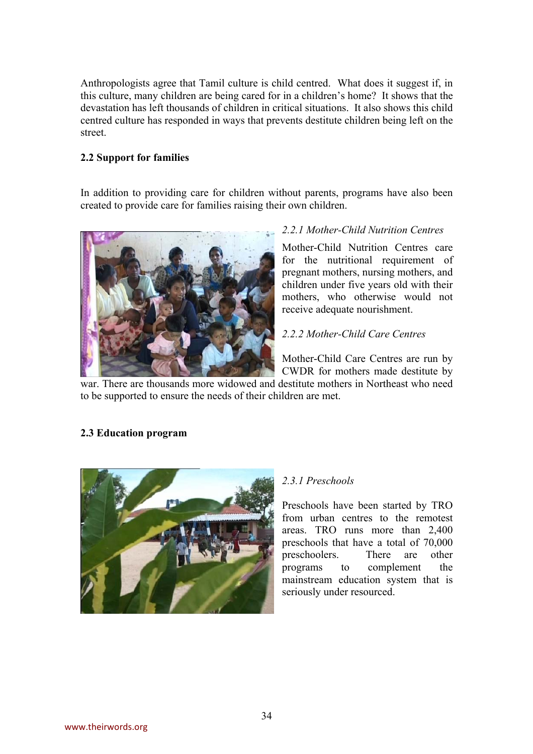Anthropologists agree that Tamil culture is child centred. What does it suggest if, in this culture, many children are being cared for in a children's home? It shows that the devastation has left thousands of children in critical situations. It also shows this child centred culture has responded in ways that prevents destitute children being left on the street.

### 2.2 Support for families

In addition to providing care for children without parents, programs have also been created to provide care for families raising their own children.

#### *2.2.1 Mother-Child Nutrition Centres*

Mother-Child Nutrition Centres care for the nutritional requirement of pregnant mothers, nursing mothers, and children under five years old with their mothers, who otherwise would not receive adequate nourishment.

#### *2.2.2 Mother-Child Care Centres*

Mother-Child Care Centres are run by CWDR for mothers made destitute by war. There are thousands more widowed and destitute mothers in Northeast who need to be supported to ensure the needs of their children are met.

### 2.3 Education program

#### *2.3.1 Preschools*

Preschools have been started by TRO from urban centres to the remotest areas. TRO runs more than 2,400 preschools that have a total of 70,000 preschoolers. There are other programs to complement the mainstream education system that is seriously under resourced.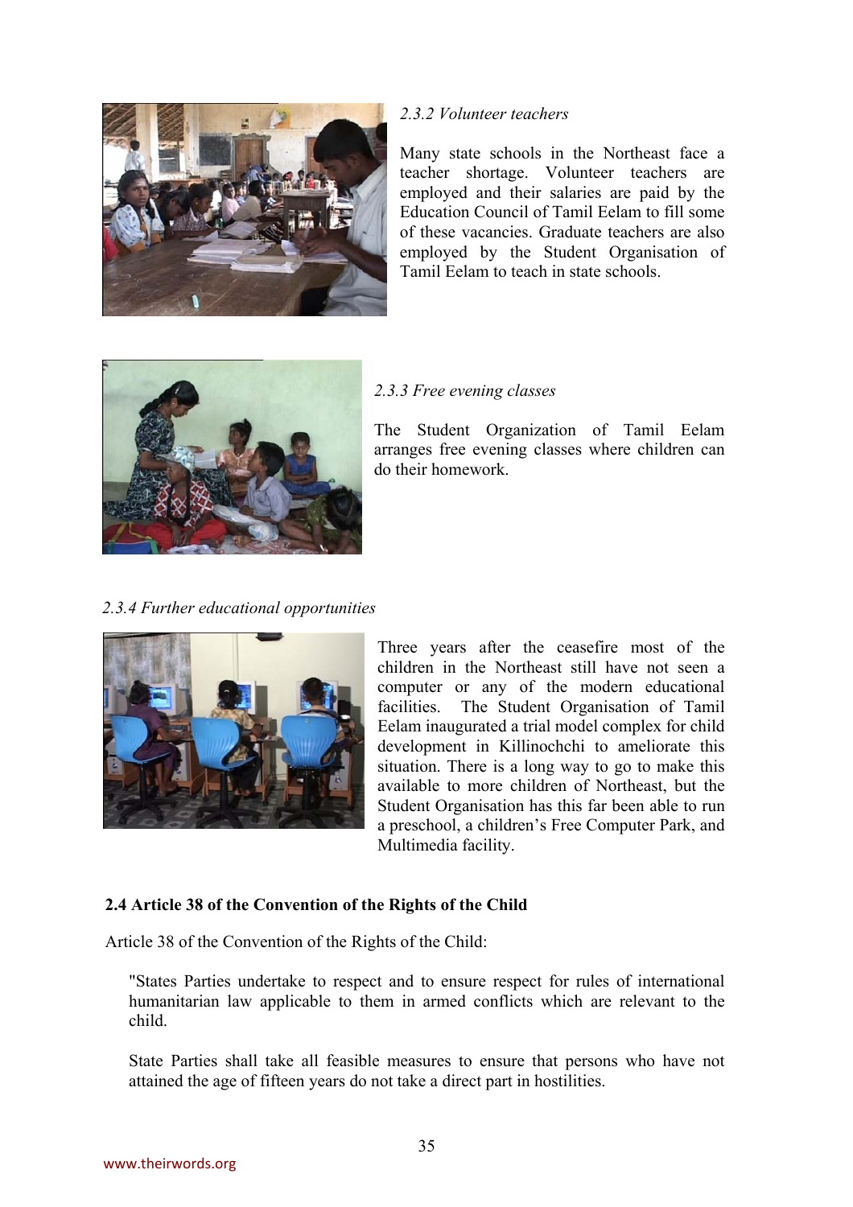*2.3.2 Volunteer teachers*

Many state schools in the Northeast face a teacher shortage. Volunteer teachers are employed and their salaries are paid by the Education Council of Tamil Eelam to fill some of these vacancies. Graduate teachers are also employed by the Student Organisation of Tamil Eelam to teach in state schools.

*2.3.3 Free evening classes*

The Student Organization of Tamil Eelam arranges free evening classes where children can do their homework.

*2.3.4 Further educational opportunities*

Three years after the ceasefire most of the children in the Northeast still have not seen a computer or any of the modern educational facilities. The Student Organisation of Tamil Eelam inaugurated a trial model complex for child development in Killinochchi to ameliorate this situation. There is a long way to go to make this available to more children of Northeast, but the Student Organisation has this far been able to run a preschool, a children's Free Computer Park, and Multimedia facility.

**2.4 Article 38 of the Convention of the Rights of the Child**

Article 38 of the Convention of the Rights of the Child:

> "States Parties undertake to respect and to ensure respect for rules of international humanitarian law applicable to them in armed conflicts which are relevant to the child.
>
> State Parties shall take all feasible measures to ensure that persons who have not attained the age of fifteen years do not take a direct part in hostilities.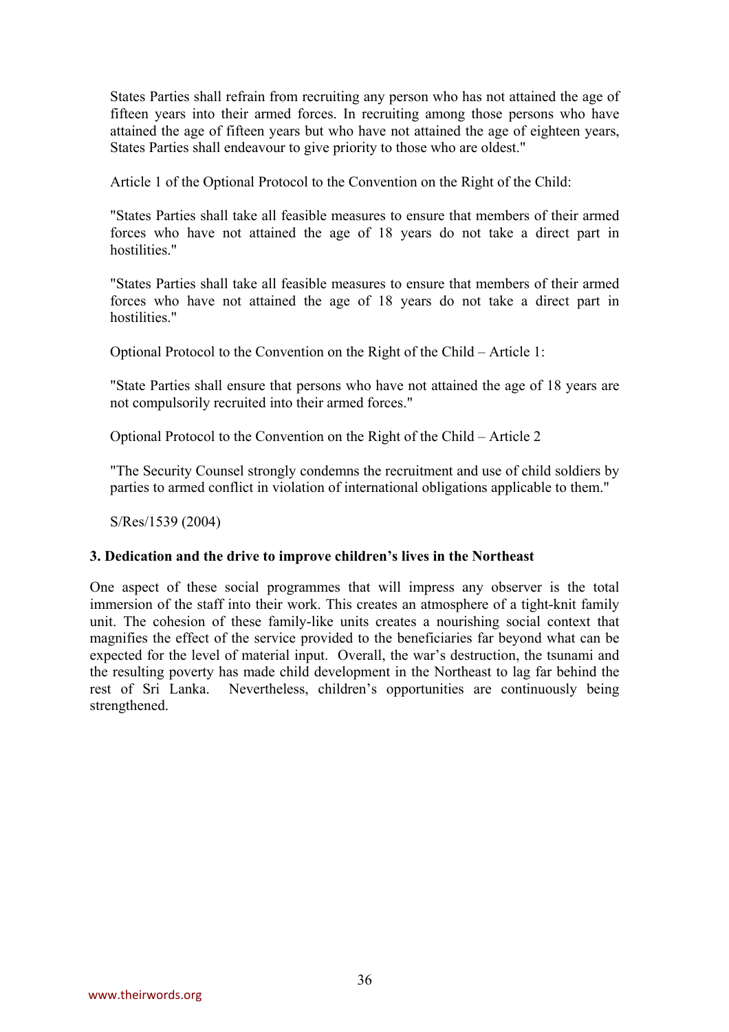States Parties shall refrain from recruiting any person who has not attained the age of fifteen years into their armed forces. In recruiting among those persons who have attained the age of fifteen years but who have not attained the age of eighteen years, States Parties shall endeavour to give priority to those who are oldest."

Article 1 of the Optional Protocol to the Convention on the Right of the Child:

"States Parties shall take all feasible measures to ensure that members of their armed forces who have not attained the age of 18 years do not take a direct part in hostilities."

"States Parties shall take all feasible measures to ensure that members of their armed forces who have not attained the age of 18 years do not take a direct part in hostilities."

Optional Protocol to the Convention on the Right of the Child – Article 1:

"State Parties shall ensure that persons who have not attained the age of 18 years are not compulsorily recruited into their armed forces."

Optional Protocol to the Convention on the Right of the Child – Article 2

"The Security Counsel strongly condemns the recruitment and use of child soldiers by parties to armed conflict in violation of international obligations applicable to them."

S/Res/1539 (2004)

**3. Dedication and the drive to improve children's lives in the Northeast**

One aspect of these social programmes that will impress any observer is the total immersion of the staff into their work. This creates an atmosphere of a tight-knit family unit. The cohesion of these family-like units creates a nourishing social context that magnifies the effect of the service provided to the beneficiaries far beyond what can be expected for the level of material input. Overall, the war's destruction, the tsunami and the resulting poverty has made child development in the Northeast to lag far behind the rest of Sri Lanka. Nevertheless, children's opportunities are continuously being strengthened.

www.theirwords.org